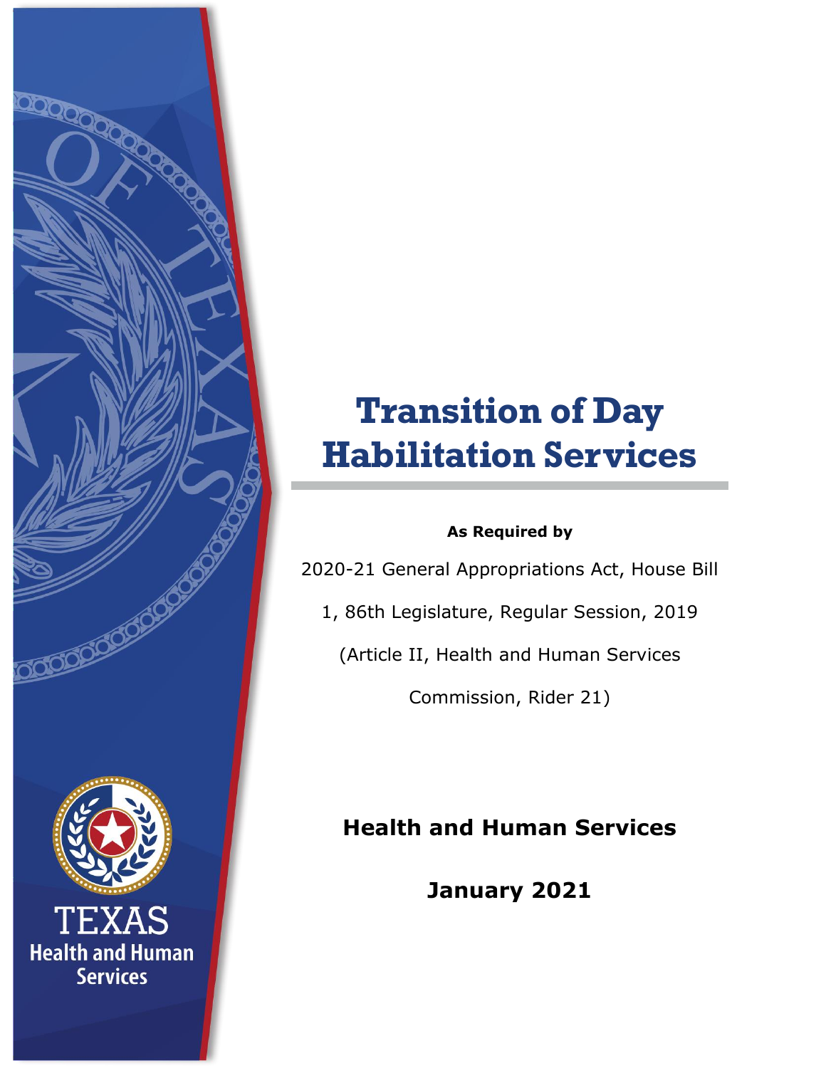# Transition of Day Habilitation Services

**As Required by**

2020-21 General Appropriations Act, House Bill 1, 86th Legislature, Regular Session, 2019 (Article II, Health and Human Services Commission, Rider 21)

**Health and Human Services**

**January 2021**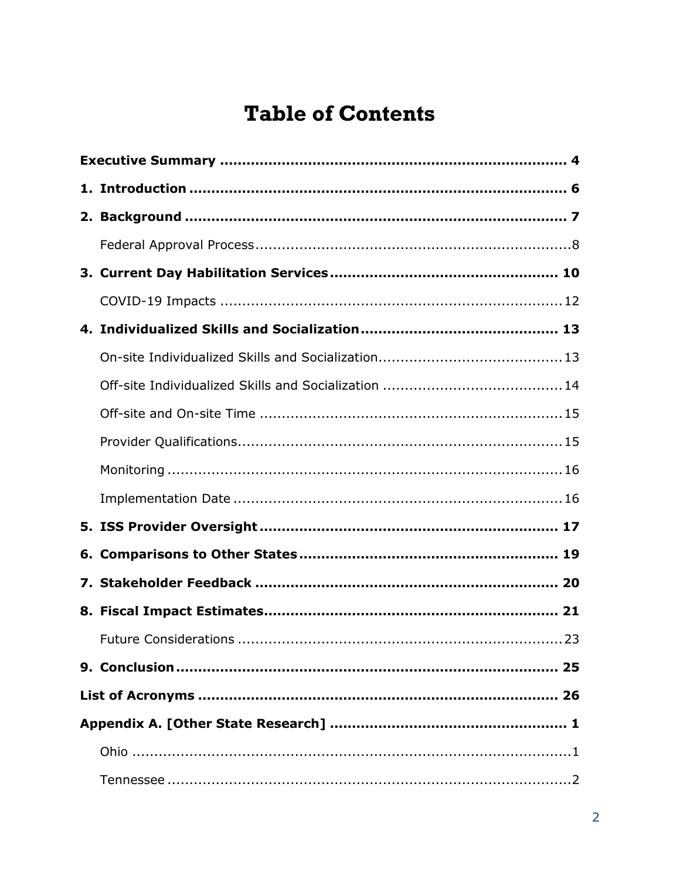# Table of Contents

**Executive Summary** ..... **4**

**1. Introduction** ..... **6**

**2. Background** ..... **7**

- Federal Approval Process ..... 8

**3. Current Day Habilitation Services** ..... **10**

- COVID-19 Impacts ..... 12

**4. Individualized Skills and Socialization** ..... **13**

- On-site Individualized Skills and Socialization ..... 13
- Off-site Individualized Skills and Socialization ..... 14
- Off-site and On-site Time ..... 15
- Provider Qualifications ..... 15
- Monitoring ..... 16
- Implementation Date ..... 16

**5. ISS Provider Oversight** ..... **17**

**6. Comparisons to Other States** ..... **19**

**7. Stakeholder Feedback** ..... **20**

**8. Fiscal Impact Estimates** ..... **21**

- Future Considerations ..... 23

**9. Conclusion** ..... **25**

**List of Acronyms** ..... **26**

**Appendix A. [Other State Research]** ..... **1**

- Ohio ..... 1
- Tennessee ..... 2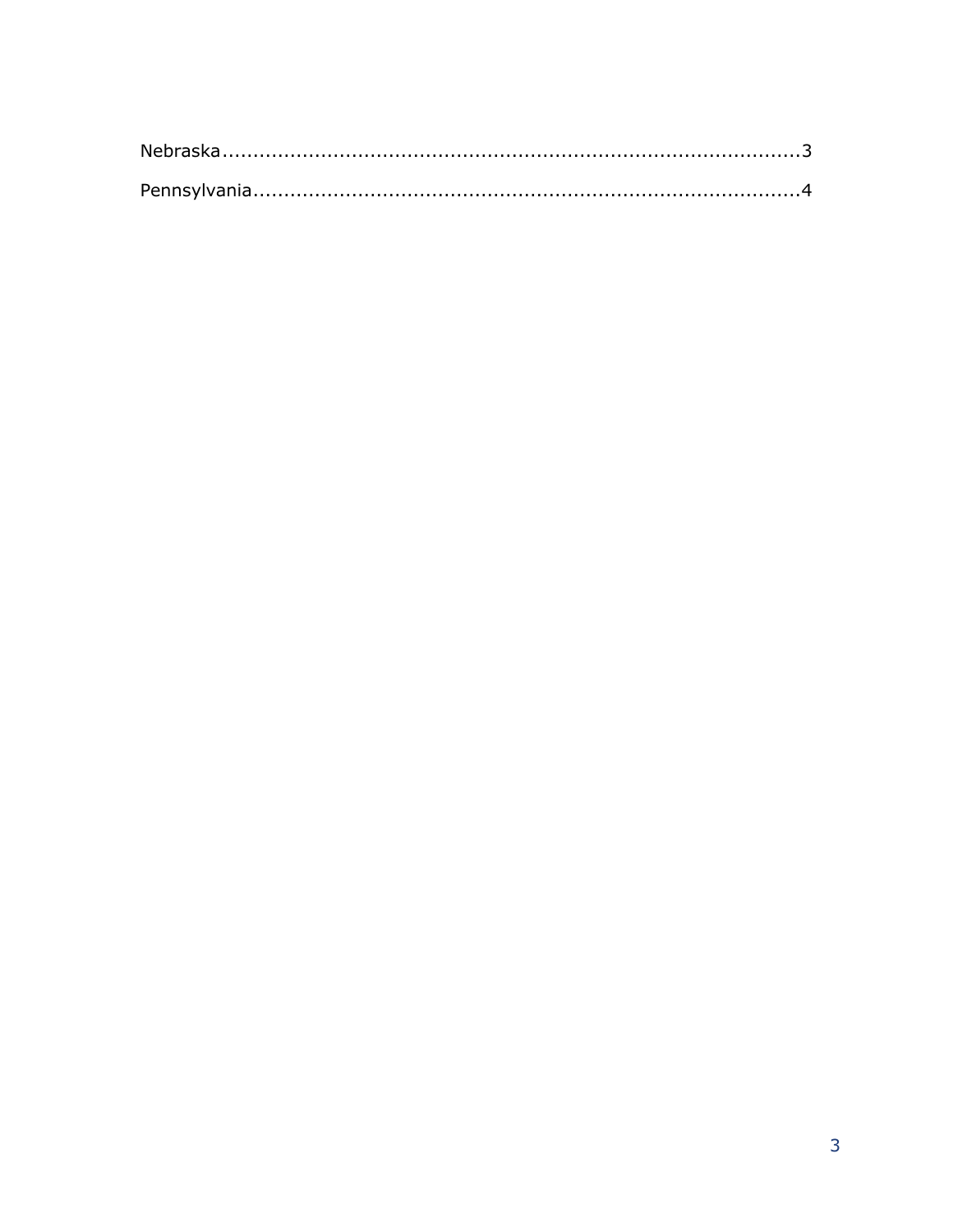Nebraska..........................................................................................3

Pennsylvania.....................................................................................4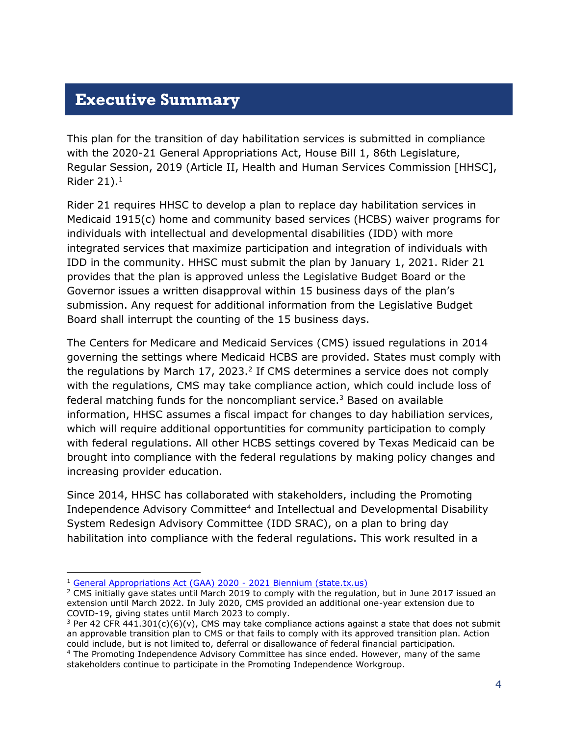# Executive Summary

This plan for the transition of day habilitation services is submitted in compliance with the 2020-21 General Appropriations Act, House Bill 1, 86th Legislature, Regular Session, 2019 (Article II, Health and Human Services Commission [HHSC], Rider 21).[1]

Rider 21 requires HHSC to develop a plan to replace day habilitation services in Medicaid 1915(c) home and community based services (HCBS) waiver programs for individuals with intellectual and developmental disabilities (IDD) with more integrated services that maximize participation and integration of individuals with IDD in the community. HHSC must submit the plan by January 1, 2021. Rider 21 provides that the plan is approved unless the Legislative Budget Board or the Governor issues a written disapproval within 15 business days of the plan's submission. Any request for additional information from the Legislative Budget Board shall interrupt the counting of the 15 business days.

The Centers for Medicare and Medicaid Services (CMS) issued regulations in 2014 governing the settings where Medicaid HCBS are provided. States must comply with the regulations by March 17, 2023.[2] If CMS determines a service does not comply with the regulations, CMS may take compliance action, which could include loss of federal matching funds for the noncompliant service.[3] Based on available information, HHSC assumes a fiscal impact for changes to day habiliation services, which will require additional opportuntities for community participation to comply with federal regulations. All other HCBS settings covered by Texas Medicaid can be brought into compliance with the federal regulations by making policy changes and increasing provider education.

Since 2014, HHSC has collaborated with stakeholders, including the Promoting Independence Advisory Committee[4] and Intellectual and Developmental Disability System Redesign Advisory Committee (IDD SRAC), on a plan to bring day habilitation into compliance with the federal regulations. This work resulted in a

---

[1] General Appropriations Act (GAA) 2020 - 2021 Biennium (state.tx.us)

[2] CMS initially gave states until March 2019 to comply with the regulation, but in June 2017 issued an extension until March 2022. In July 2020, CMS provided an additional one-year extension due to COVID-19, giving states until March 2023 to comply.

[3] Per 42 CFR 441.301(c)(6)(v), CMS may take compliance actions against a state that does not submit an approvable transition plan to CMS or that fails to comply with its approved transition plan. Action could include, but is not limited to, deferral or disallowance of federal financial participation.

[4] The Promoting Independence Advisory Committee has since ended. However, many of the same stakeholders continue to participate in the Promoting Independence Workgroup.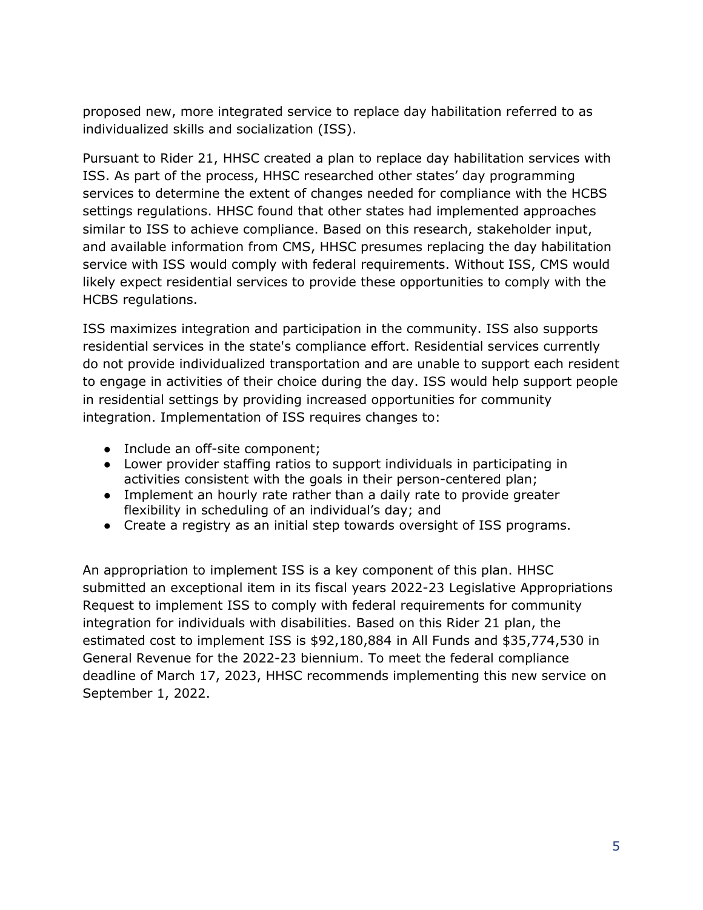proposed new, more integrated service to replace day habilitation referred to as individualized skills and socialization (ISS).

Pursuant to Rider 21, HHSC created a plan to replace day habilitation services with ISS. As part of the process, HHSC researched other states' day programming services to determine the extent of changes needed for compliance with the HCBS settings regulations. HHSC found that other states had implemented approaches similar to ISS to achieve compliance. Based on this research, stakeholder input, and available information from CMS, HHSC presumes replacing the day habilitation service with ISS would comply with federal requirements. Without ISS, CMS would likely expect residential services to provide these opportunities to comply with the HCBS regulations.

ISS maximizes integration and participation in the community. ISS also supports residential services in the state's compliance effort. Residential services currently do not provide individualized transportation and are unable to support each resident to engage in activities of their choice during the day. ISS would help support people in residential settings by providing increased opportunities for community integration. Implementation of ISS requires changes to:

- Include an off-site component;
- Lower provider staffing ratios to support individuals in participating in activities consistent with the goals in their person-centered plan;
- Implement an hourly rate rather than a daily rate to provide greater flexibility in scheduling of an individual's day; and
- Create a registry as an initial step towards oversight of ISS programs.

An appropriation to implement ISS is a key component of this plan. HHSC submitted an exceptional item in its fiscal years 2022-23 Legislative Appropriations Request to implement ISS to comply with federal requirements for community integration for individuals with disabilities. Based on this Rider 21 plan, the estimated cost to implement ISS is $92,180,884 in All Funds and $35,774,530 in General Revenue for the 2022-23 biennium. To meet the federal compliance deadline of March 17, 2023, HHSC recommends implementing this new service on September 1, 2022.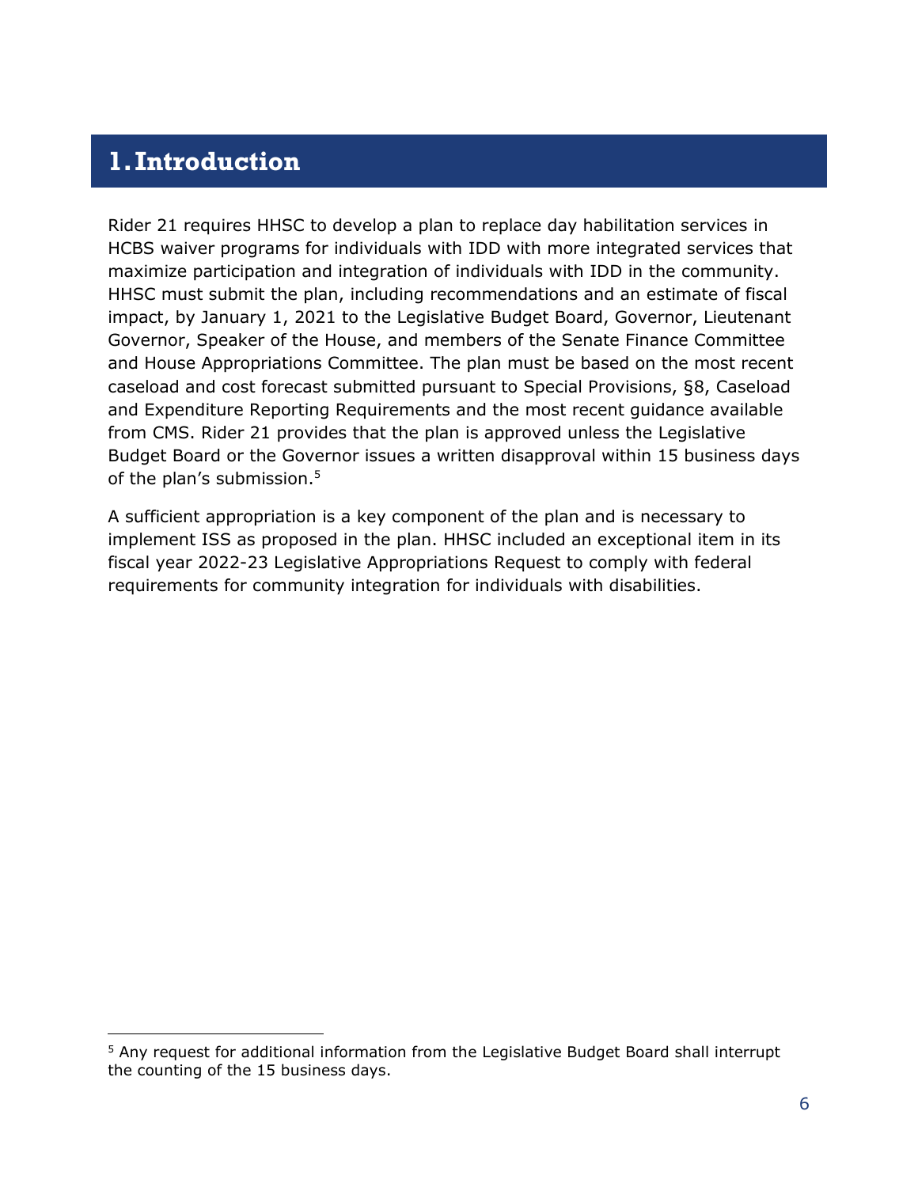# 1. Introduction

Rider 21 requires HHSC to develop a plan to replace day habilitation services in HCBS waiver programs for individuals with IDD with more integrated services that maximize participation and integration of individuals with IDD in the community. HHSC must submit the plan, including recommendations and an estimate of fiscal impact, by January 1, 2021 to the Legislative Budget Board, Governor, Lieutenant Governor, Speaker of the House, and members of the Senate Finance Committee and House Appropriations Committee. The plan must be based on the most recent caseload and cost forecast submitted pursuant to Special Provisions, §8, Caseload and Expenditure Reporting Requirements and the most recent guidance available from CMS. Rider 21 provides that the plan is approved unless the Legislative Budget Board or the Governor issues a written disapproval within 15 business days of the plan's submission.[5]

A sufficient appropriation is a key component of the plan and is necessary to implement ISS as proposed in the plan. HHSC included an exceptional item in its fiscal year 2022-23 Legislative Appropriations Request to comply with federal requirements for community integration for individuals with disabilities.

[5] Any request for additional information from the Legislative Budget Board shall interrupt the counting of the 15 business days.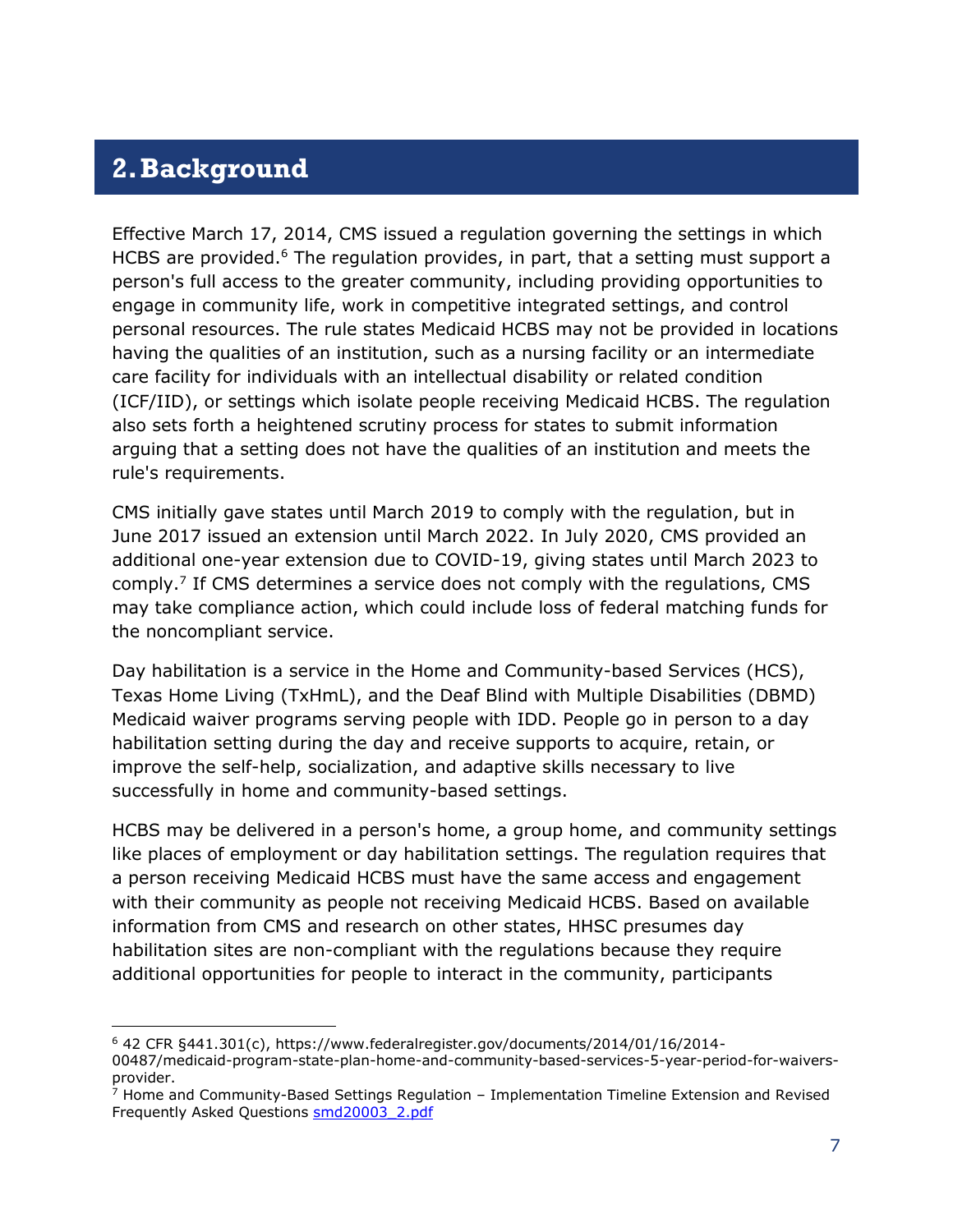## 2. Background

Effective March 17, 2014, CMS issued a regulation governing the settings in which HCBS are provided.[6] The regulation provides, in part, that a setting must support a person's full access to the greater community, including providing opportunities to engage in community life, work in competitive integrated settings, and control personal resources. The rule states Medicaid HCBS may not be provided in locations having the qualities of an institution, such as a nursing facility or an intermediate care facility for individuals with an intellectual disability or related condition (ICF/IID), or settings which isolate people receiving Medicaid HCBS. The regulation also sets forth a heightened scrutiny process for states to submit information arguing that a setting does not have the qualities of an institution and meets the rule's requirements.

CMS initially gave states until March 2019 to comply with the regulation, but in June 2017 issued an extension until March 2022. In July 2020, CMS provided an additional one-year extension due to COVID-19, giving states until March 2023 to comply.[7] If CMS determines a service does not comply with the regulations, CMS may take compliance action, which could include loss of federal matching funds for the noncompliant service.

Day habilitation is a service in the Home and Community-based Services (HCS), Texas Home Living (TxHmL), and the Deaf Blind with Multiple Disabilities (DBMD) Medicaid waiver programs serving people with IDD. People go in person to a day habilitation setting during the day and receive supports to acquire, retain, or improve the self-help, socialization, and adaptive skills necessary to live successfully in home and community-based settings.

HCBS may be delivered in a person's home, a group home, and community settings like places of employment or day habilitation settings. The regulation requires that a person receiving Medicaid HCBS must have the same access and engagement with their community as people not receiving Medicaid HCBS. Based on available information from CMS and research on other states, HHSC presumes day habilitation sites are non-compliant with the regulations because they require additional opportunities for people to interact in the community, participants

---

[6] 42 CFR §441.301(c), https://www.federalregister.gov/documents/2014/01/16/2014-00487/medicaid-program-state-plan-home-and-community-based-services-5-year-period-for-waivers-provider.

[7] Home and Community-Based Settings Regulation – Implementation Timeline Extension and Revised Frequently Asked Questions smd20003_2.pdf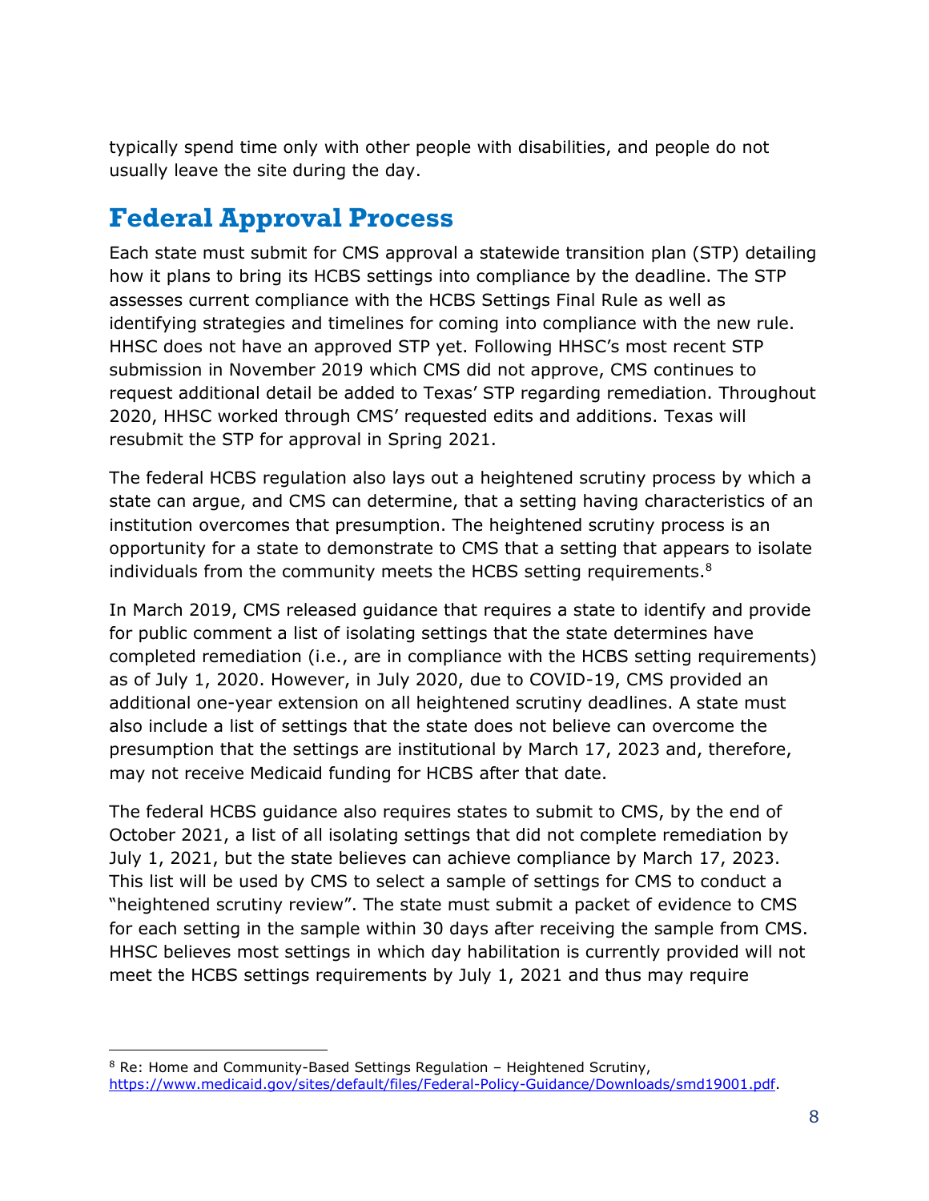typically spend time only with other people with disabilities, and people do not usually leave the site during the day.

## Federal Approval Process

Each state must submit for CMS approval a statewide transition plan (STP) detailing how it plans to bring its HCBS settings into compliance by the deadline. The STP assesses current compliance with the HCBS Settings Final Rule as well as identifying strategies and timelines for coming into compliance with the new rule. HHSC does not have an approved STP yet. Following HHSC's most recent STP submission in November 2019 which CMS did not approve, CMS continues to request additional detail be added to Texas' STP regarding remediation. Throughout 2020, HHSC worked through CMS' requested edits and additions. Texas will resubmit the STP for approval in Spring 2021.

The federal HCBS regulation also lays out a heightened scrutiny process by which a state can argue, and CMS can determine, that a setting having characteristics of an institution overcomes that presumption. The heightened scrutiny process is an opportunity for a state to demonstrate to CMS that a setting that appears to isolate individuals from the community meets the HCBS setting requirements.[8]

In March 2019, CMS released guidance that requires a state to identify and provide for public comment a list of isolating settings that the state determines have completed remediation (i.e., are in compliance with the HCBS setting requirements) as of July 1, 2020. However, in July 2020, due to COVID-19, CMS provided an additional one-year extension on all heightened scrutiny deadlines. A state must also include a list of settings that the state does not believe can overcome the presumption that the settings are institutional by March 17, 2023 and, therefore, may not receive Medicaid funding for HCBS after that date.

The federal HCBS guidance also requires states to submit to CMS, by the end of October 2021, a list of all isolating settings that did not complete remediation by July 1, 2021, but the state believes can achieve compliance by March 17, 2023. This list will be used by CMS to select a sample of settings for CMS to conduct a "heightened scrutiny review". The state must submit a packet of evidence to CMS for each setting in the sample within 30 days after receiving the sample from CMS. HHSC believes most settings in which day habilitation is currently provided will not meet the HCBS settings requirements by July 1, 2021 and thus may require

[8] Re: Home and Community-Based Settings Regulation – Heightened Scrutiny, https://www.medicaid.gov/sites/default/files/Federal-Policy-Guidance/Downloads/smd19001.pdf.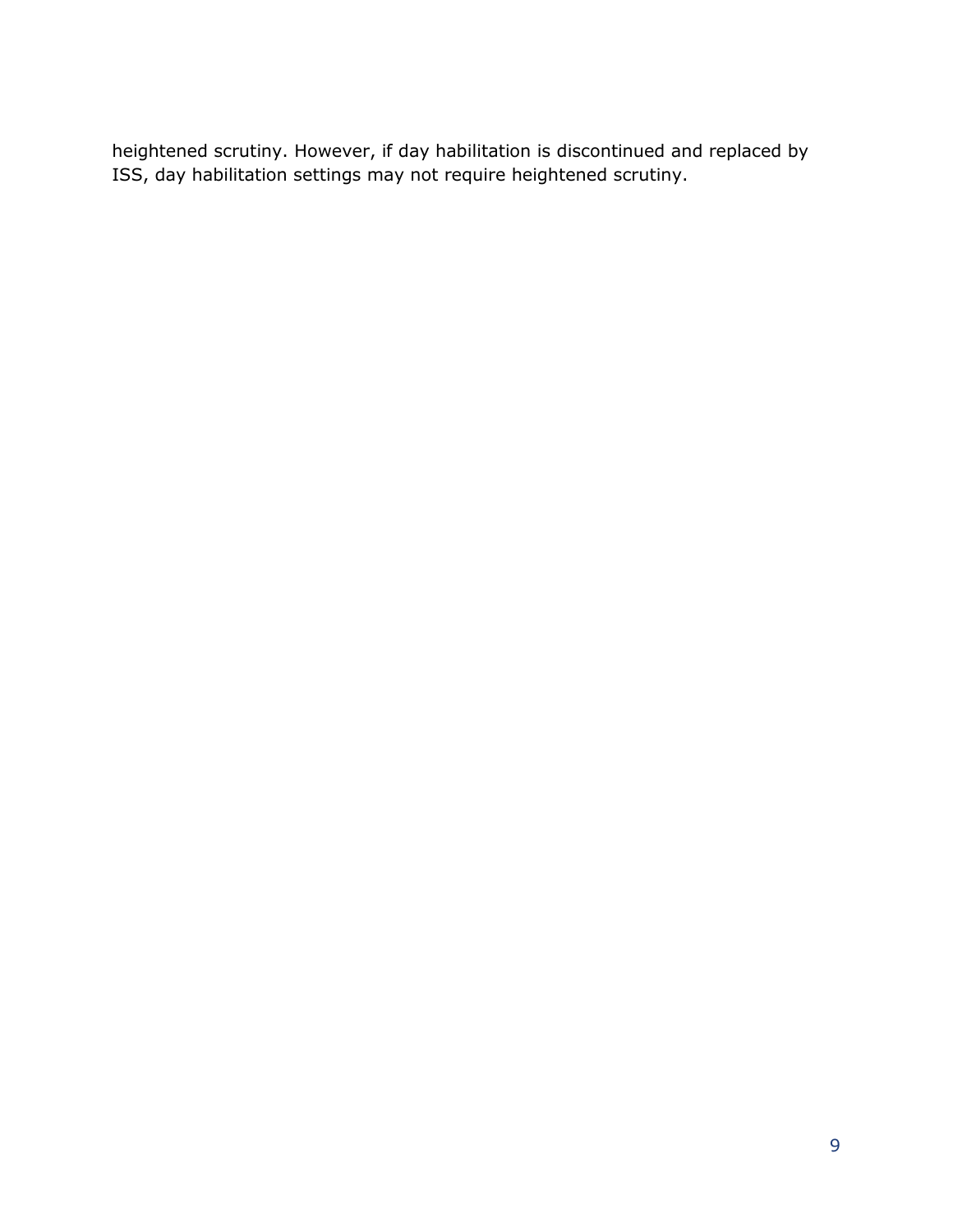heightened scrutiny. However, if day habilitation is discontinued and replaced by ISS, day habilitation settings may not require heightened scrutiny.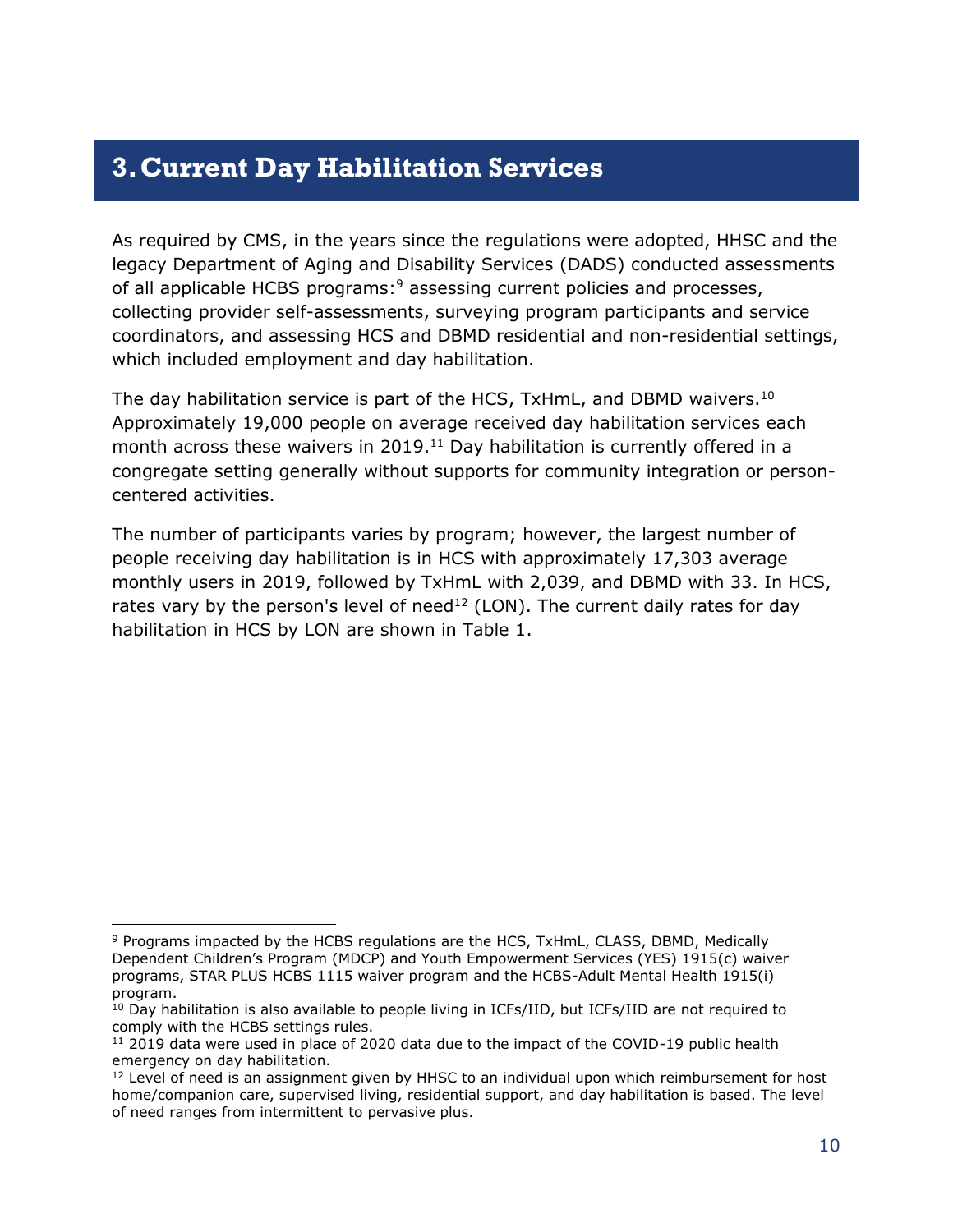# 3. Current Day Habilitation Services

As required by CMS, in the years since the regulations were adopted, HHSC and the legacy Department of Aging and Disability Services (DADS) conducted assessments of all applicable HCBS programs:[9] assessing current policies and processes, collecting provider self-assessments, surveying program participants and service coordinators, and assessing HCS and DBMD residential and non-residential settings, which included employment and day habilitation.

The day habilitation service is part of the HCS, TxHmL, and DBMD waivers.[10] Approximately 19,000 people on average received day habilitation services each month across these waivers in 2019.[11] Day habilitation is currently offered in a congregate setting generally without supports for community integration or person-centered activities.

The number of participants varies by program; however, the largest number of people receiving day habilitation is in HCS with approximately 17,303 average monthly users in 2019, followed by TxHmL with 2,039, and DBMD with 33. In HCS, rates vary by the person's level of need[12] (LON). The current daily rates for day habilitation in HCS by LON are shown in Table 1.

---

[9] Programs impacted by the HCBS regulations are the HCS, TxHmL, CLASS, DBMD, Medically Dependent Children's Program (MDCP) and Youth Empowerment Services (YES) 1915(c) waiver programs, STAR PLUS HCBS 1115 waiver program and the HCBS-Adult Mental Health 1915(i) program.

[10] Day habilitation is also available to people living in ICFs/IID, but ICFs/IID are not required to comply with the HCBS settings rules.

[11] 2019 data were used in place of 2020 data due to the impact of the COVID-19 public health emergency on day habilitation.

[12] Level of need is an assignment given by HHSC to an individual upon which reimbursement for host home/companion care, supervised living, residential support, and day habilitation is based. The level of need ranges from intermittent to pervasive plus.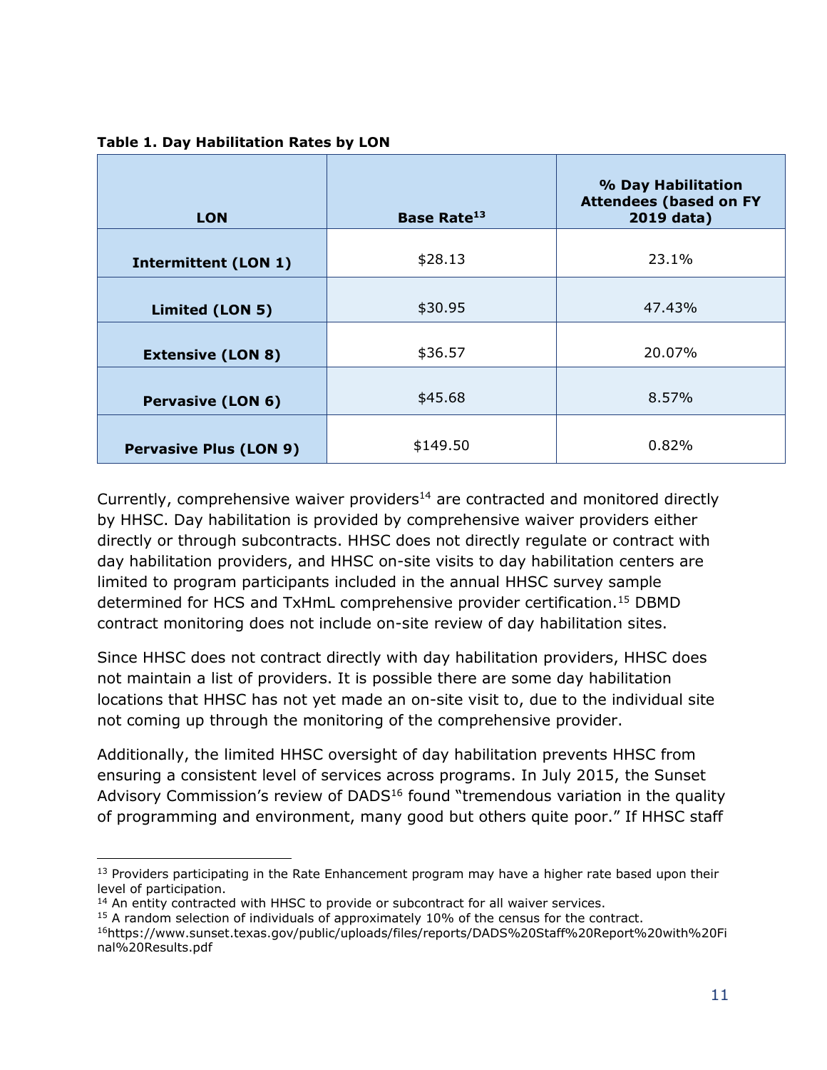**Table 1. Day Habilitation Rates by LON**

| LON | Base Rate[13] | % Day Habilitation Attendees (based on FY 2019 data) |
|---|---|---|
| **Intermittent (LON 1)** | $28.13 | 23.1% |
| **Limited (LON 5)** | $30.95 | 47.43% |
| **Extensive (LON 8)** | $36.57 | 20.07% |
| **Pervasive (LON 6)** | $45.68 | 8.57% |
| **Pervasive Plus (LON 9)** | $149.50 | 0.82% |

Currently, comprehensive waiver providers[14] are contracted and monitored directly by HHSC. Day habilitation is provided by comprehensive waiver providers either directly or through subcontracts. HHSC does not directly regulate or contract with day habilitation providers, and HHSC on-site visits to day habilitation centers are limited to program participants included in the annual HHSC survey sample determined for HCS and TxHmL comprehensive provider certification.[15] DBMD contract monitoring does not include on-site review of day habilitation sites.

Since HHSC does not contract directly with day habilitation providers, HHSC does not maintain a list of providers. It is possible there are some day habilitation locations that HHSC has not yet made an on-site visit to, due to the individual site not coming up through the monitoring of the comprehensive provider.

Additionally, the limited HHSC oversight of day habilitation prevents HHSC from ensuring a consistent level of services across programs. In July 2015, the Sunset Advisory Commission's review of DADS[16] found "tremendous variation in the quality of programming and environment, many good but others quite poor." If HHSC staff

---

[13] Providers participating in the Rate Enhancement program may have a higher rate based upon their level of participation.

[14] An entity contracted with HHSC to provide or subcontract for all waiver services.

[15] A random selection of individuals of approximately 10% of the census for the contract.

[16] https://www.sunset.texas.gov/public/uploads/files/reports/DADS%20Staff%20Report%20with%20Final%20Results.pdf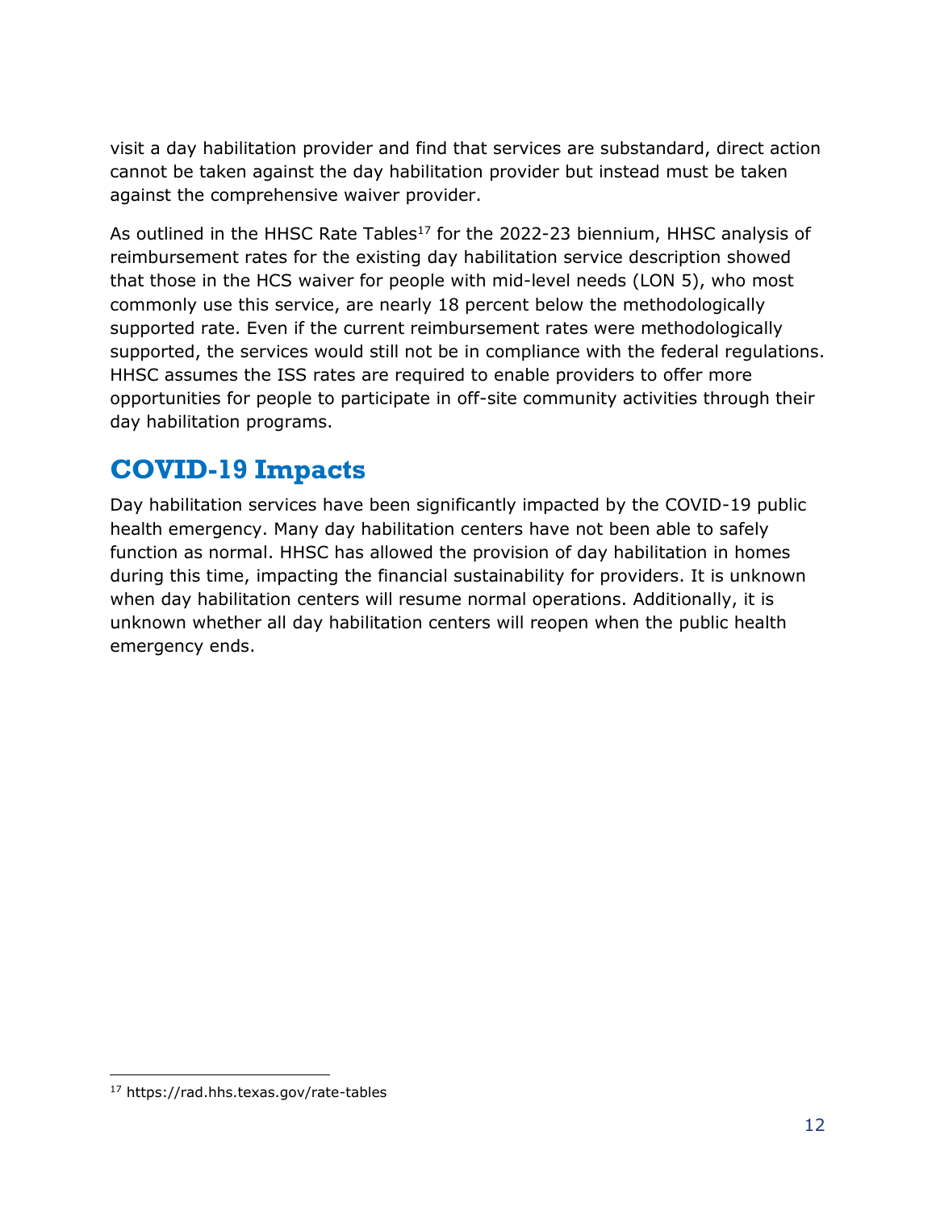visit a day habilitation provider and find that services are substandard, direct action cannot be taken against the day habilitation provider but instead must be taken against the comprehensive waiver provider.

As outlined in the HHSC Rate Tables[17] for the 2022-23 biennium, HHSC analysis of reimbursement rates for the existing day habilitation service description showed that those in the HCS waiver for people with mid-level needs (LON 5), who most commonly use this service, are nearly 18 percent below the methodologically supported rate. Even if the current reimbursement rates were methodologically supported, the services would still not be in compliance with the federal regulations. HHSC assumes the ISS rates are required to enable providers to offer more opportunities for people to participate in off-site community activities through their day habilitation programs.

## COVID-19 Impacts

Day habilitation services have been significantly impacted by the COVID-19 public health emergency. Many day habilitation centers have not been able to safely function as normal. HHSC has allowed the provision of day habilitation in homes during this time, impacting the financial sustainability for providers. It is unknown when day habilitation centers will resume normal operations. Additionally, it is unknown whether all day habilitation centers will reopen when the public health emergency ends.

[17] https://rad.hhs.texas.gov/rate-tables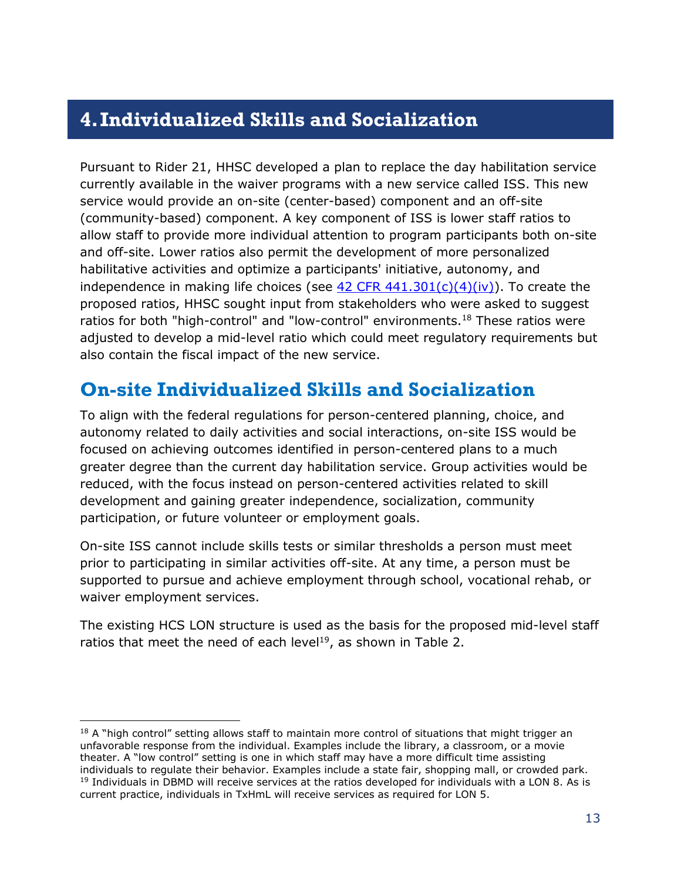# 4. Individualized Skills and Socialization

Pursuant to Rider 21, HHSC developed a plan to replace the day habilitation service currently available in the waiver programs with a new service called ISS. This new service would provide an on-site (center-based) component and an off-site (community-based) component. A key component of ISS is lower staff ratios to allow staff to provide more individual attention to program participants both on-site and off-site. Lower ratios also permit the development of more personalized habilitative activities and optimize a participants' initiative, autonomy, and independence in making life choices (see [42 CFR 441.301(c)(4)(iv)](42 CFR 441.301(c)(4)(iv))). To create the proposed ratios, HHSC sought input from stakeholders who were asked to suggest ratios for both "high-control" and "low-control" environments.[18] These ratios were adjusted to develop a mid-level ratio which could meet regulatory requirements but also contain the fiscal impact of the new service.

## On-site Individualized Skills and Socialization

To align with the federal regulations for person-centered planning, choice, and autonomy related to daily activities and social interactions, on-site ISS would be focused on achieving outcomes identified in person-centered plans to a much greater degree than the current day habilitation service. Group activities would be reduced, with the focus instead on person-centered activities related to skill development and gaining greater independence, socialization, community participation, or future volunteer or employment goals.

On-site ISS cannot include skills tests or similar thresholds a person must meet prior to participating in similar activities off-site. At any time, a person must be supported to pursue and achieve employment through school, vocational rehab, or waiver employment services.

The existing HCS LON structure is used as the basis for the proposed mid-level staff ratios that meet the need of each level[19], as shown in Table 2.

---

[18] A "high control" setting allows staff to maintain more control of situations that might trigger an unfavorable response from the individual. Examples include the library, a classroom, or a movie theater. A "low control" setting is one in which staff may have a more difficult time assisting individuals to regulate their behavior. Examples include a state fair, shopping mall, or crowded park.

[19] Individuals in DBMD will receive services at the ratios developed for individuals with a LON 8. As is current practice, individuals in TxHmL will receive services as required for LON 5.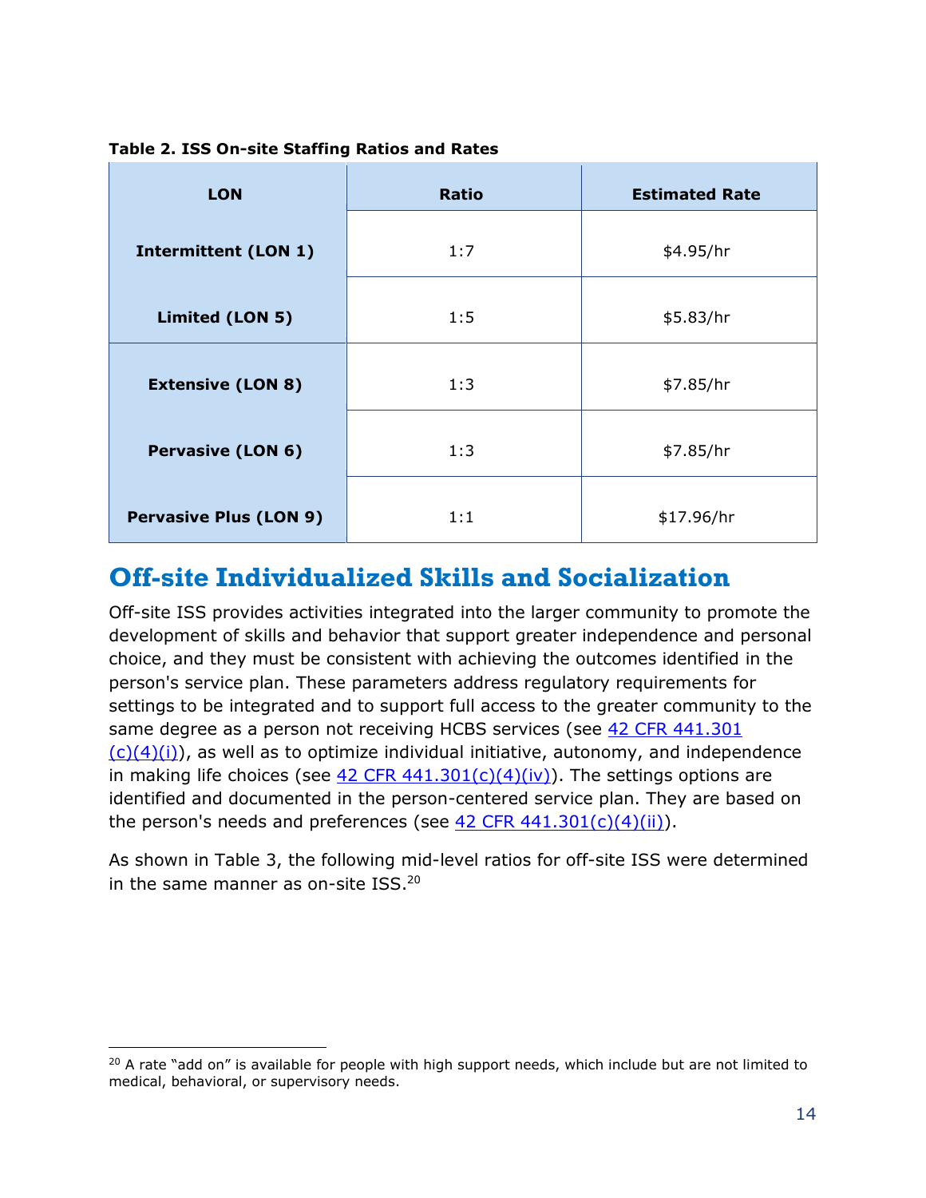**Table 2. ISS On-site Staffing Ratios and Rates**

| LON | Ratio | Estimated Rate |
|---|---|---|
| **Intermittent (LON 1)** | 1:7 | $4.95/hr |
| **Limited (LON 5)** | 1:5 | $5.83/hr |
| **Extensive (LON 8)** | 1:3 | $7.85/hr |
| **Pervasive (LON 6)** | 1:3 | $7.85/hr |
| **Pervasive Plus (LON 9)** | 1:1 | $17.96/hr |

## Off-site Individualized Skills and Socialization

Off-site ISS provides activities integrated into the larger community to promote the development of skills and behavior that support greater independence and personal choice, and they must be consistent with achieving the outcomes identified in the person's service plan. These parameters address regulatory requirements for settings to be integrated and to support full access to the greater community to the same degree as a person not receiving HCBS services (see 42 CFR 441.301 (c)(4)(i)), as well as to optimize individual initiative, autonomy, and independence in making life choices (see 42 CFR 441.301(c)(4)(iv)). The settings options are identified and documented in the person-centered service plan. They are based on the person's needs and preferences (see 42 CFR 441.301(c)(4)(ii)).

As shown in Table 3, the following mid-level ratios for off-site ISS were determined in the same manner as on-site ISS.[20]

[20] A rate "add on" is available for people with high support needs, which include but are not limited to medical, behavioral, or supervisory needs.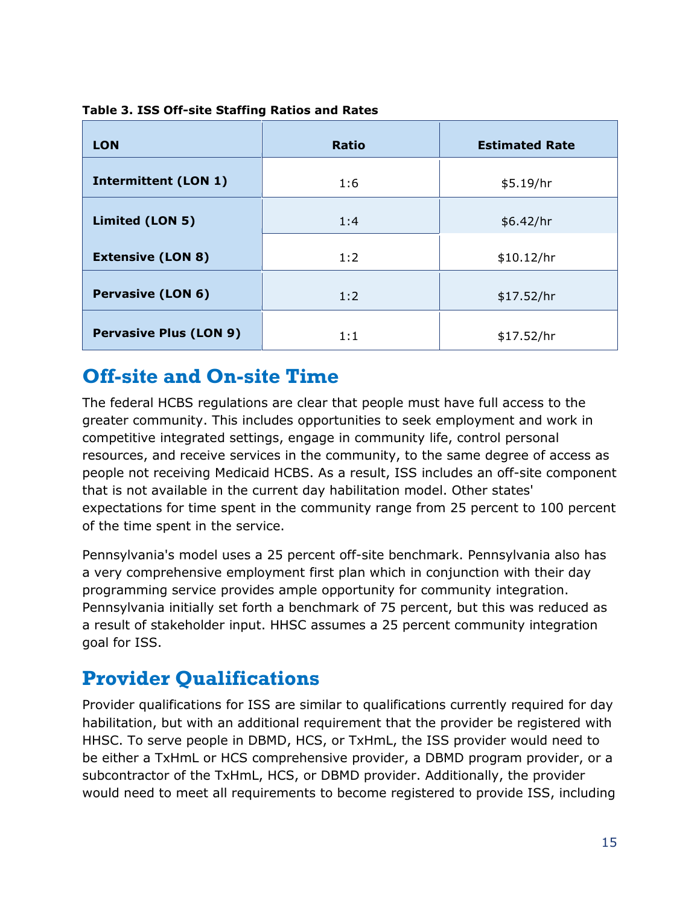**Table 3. ISS Off-site Staffing Ratios and Rates**

| LON | Ratio | Estimated Rate |
|---|---|---|
| Intermittent (LON 1) | 1:6 | $5.19/hr |
| Limited (LON 5) | 1:4 | $6.42/hr |
| Extensive (LON 8) | 1:2 | $10.12/hr |
| Pervasive (LON 6) | 1:2 | $17.52/hr |
| Pervasive Plus (LON 9) | 1:1 | $17.52/hr |

## Off-site and On-site Time

The federal HCBS regulations are clear that people must have full access to the greater community. This includes opportunities to seek employment and work in competitive integrated settings, engage in community life, control personal resources, and receive services in the community, to the same degree of access as people not receiving Medicaid HCBS. As a result, ISS includes an off-site component that is not available in the current day habilitation model. Other states' expectations for time spent in the community range from 25 percent to 100 percent of the time spent in the service.

Pennsylvania's model uses a 25 percent off-site benchmark. Pennsylvania also has a very comprehensive employment first plan which in conjunction with their day programming service provides ample opportunity for community integration. Pennsylvania initially set forth a benchmark of 75 percent, but this was reduced as a result of stakeholder input. HHSC assumes a 25 percent community integration goal for ISS.

## Provider Qualifications

Provider qualifications for ISS are similar to qualifications currently required for day habilitation, but with an additional requirement that the provider be registered with HHSC. To serve people in DBMD, HCS, or TxHmL, the ISS provider would need to be either a TxHmL or HCS comprehensive provider, a DBMD program provider, or a subcontractor of the TxHmL, HCS, or DBMD provider. Additionally, the provider would need to meet all requirements to become registered to provide ISS, including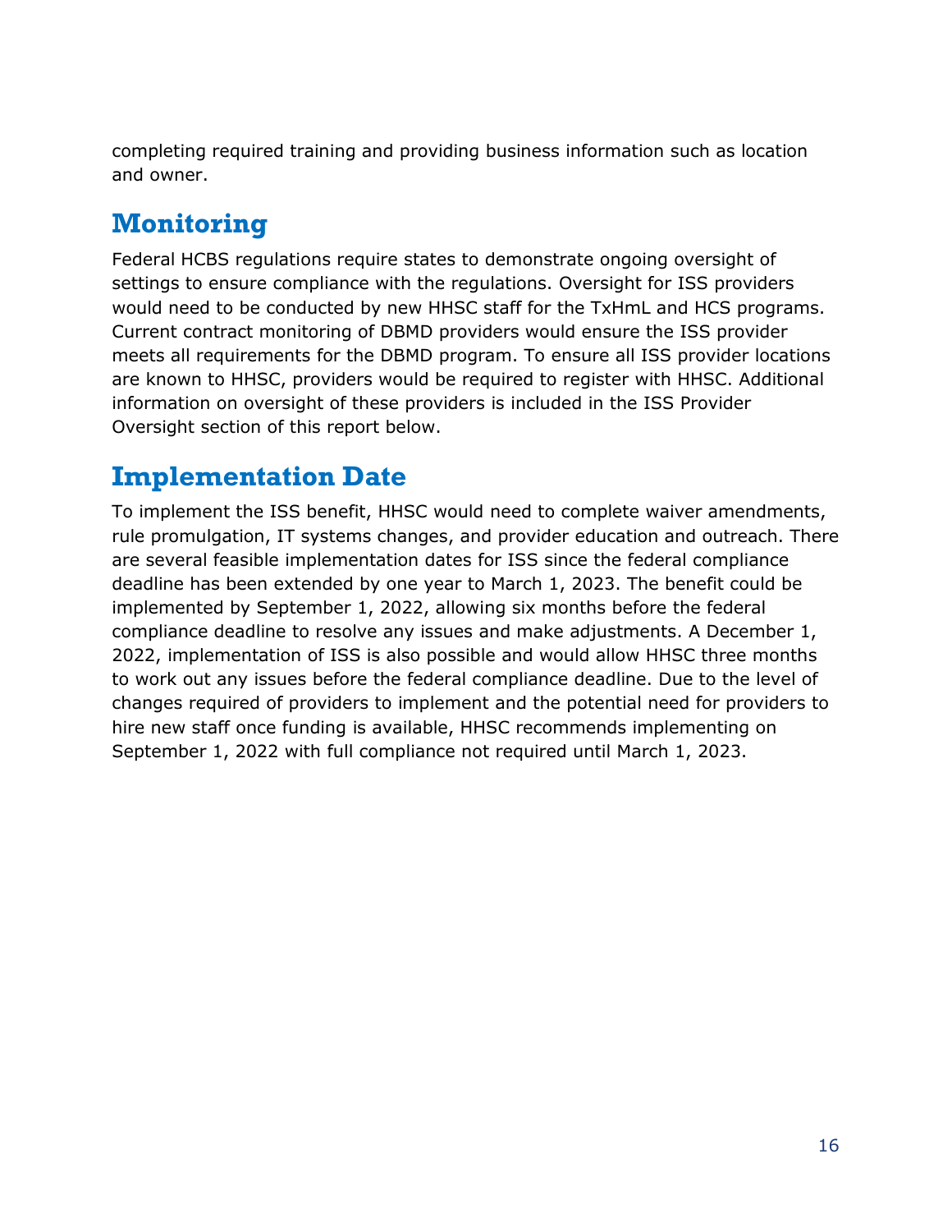completing required training and providing business information such as location and owner.

## Monitoring

Federal HCBS regulations require states to demonstrate ongoing oversight of settings to ensure compliance with the regulations. Oversight for ISS providers would need to be conducted by new HHSC staff for the TxHmL and HCS programs. Current contract monitoring of DBMD providers would ensure the ISS provider meets all requirements for the DBMD program. To ensure all ISS provider locations are known to HHSC, providers would be required to register with HHSC. Additional information on oversight of these providers is included in the ISS Provider Oversight section of this report below.

## Implementation Date

To implement the ISS benefit, HHSC would need to complete waiver amendments, rule promulgation, IT systems changes, and provider education and outreach. There are several feasible implementation dates for ISS since the federal compliance deadline has been extended by one year to March 1, 2023. The benefit could be implemented by September 1, 2022, allowing six months before the federal compliance deadline to resolve any issues and make adjustments. A December 1, 2022, implementation of ISS is also possible and would allow HHSC three months to work out any issues before the federal compliance deadline. Due to the level of changes required of providers to implement and the potential need for providers to hire new staff once funding is available, HHSC recommends implementing on September 1, 2022 with full compliance not required until March 1, 2023.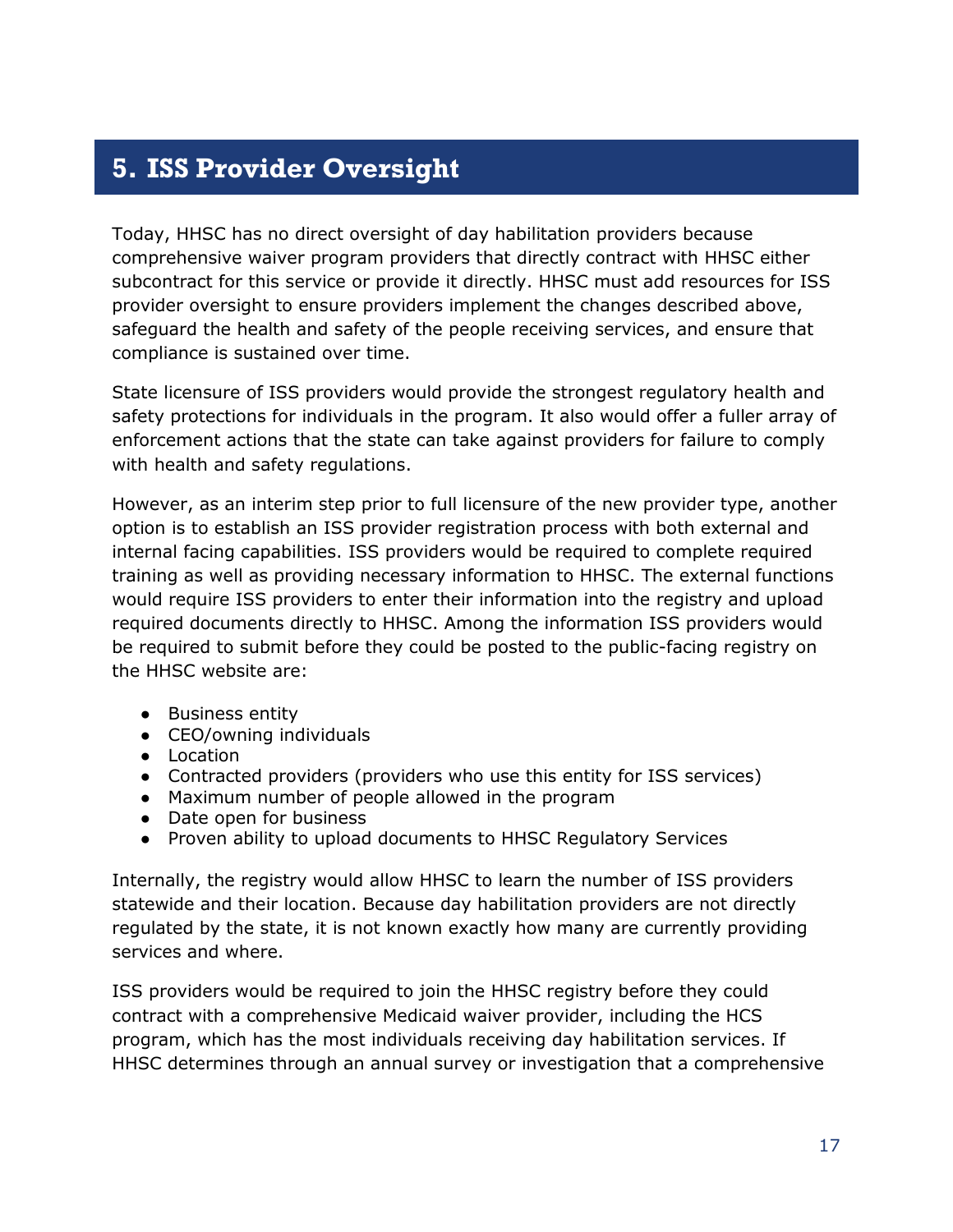# 5. ISS Provider Oversight

Today, HHSC has no direct oversight of day habilitation providers because comprehensive waiver program providers that directly contract with HHSC either subcontract for this service or provide it directly. HHSC must add resources for ISS provider oversight to ensure providers implement the changes described above, safeguard the health and safety of the people receiving services, and ensure that compliance is sustained over time.

State licensure of ISS providers would provide the strongest regulatory health and safety protections for individuals in the program. It also would offer a fuller array of enforcement actions that the state can take against providers for failure to comply with health and safety regulations.

However, as an interim step prior to full licensure of the new provider type, another option is to establish an ISS provider registration process with both external and internal facing capabilities. ISS providers would be required to complete required training as well as providing necessary information to HHSC. The external functions would require ISS providers to enter their information into the registry and upload required documents directly to HHSC. Among the information ISS providers would be required to submit before they could be posted to the public-facing registry on the HHSC website are:

- Business entity
- CEO/owning individuals
- Location
- Contracted providers (providers who use this entity for ISS services)
- Maximum number of people allowed in the program
- Date open for business
- Proven ability to upload documents to HHSC Regulatory Services

Internally, the registry would allow HHSC to learn the number of ISS providers statewide and their location. Because day habilitation providers are not directly regulated by the state, it is not known exactly how many are currently providing services and where.

ISS providers would be required to join the HHSC registry before they could contract with a comprehensive Medicaid waiver provider, including the HCS program, which has the most individuals receiving day habilitation services. If HHSC determines through an annual survey or investigation that a comprehensive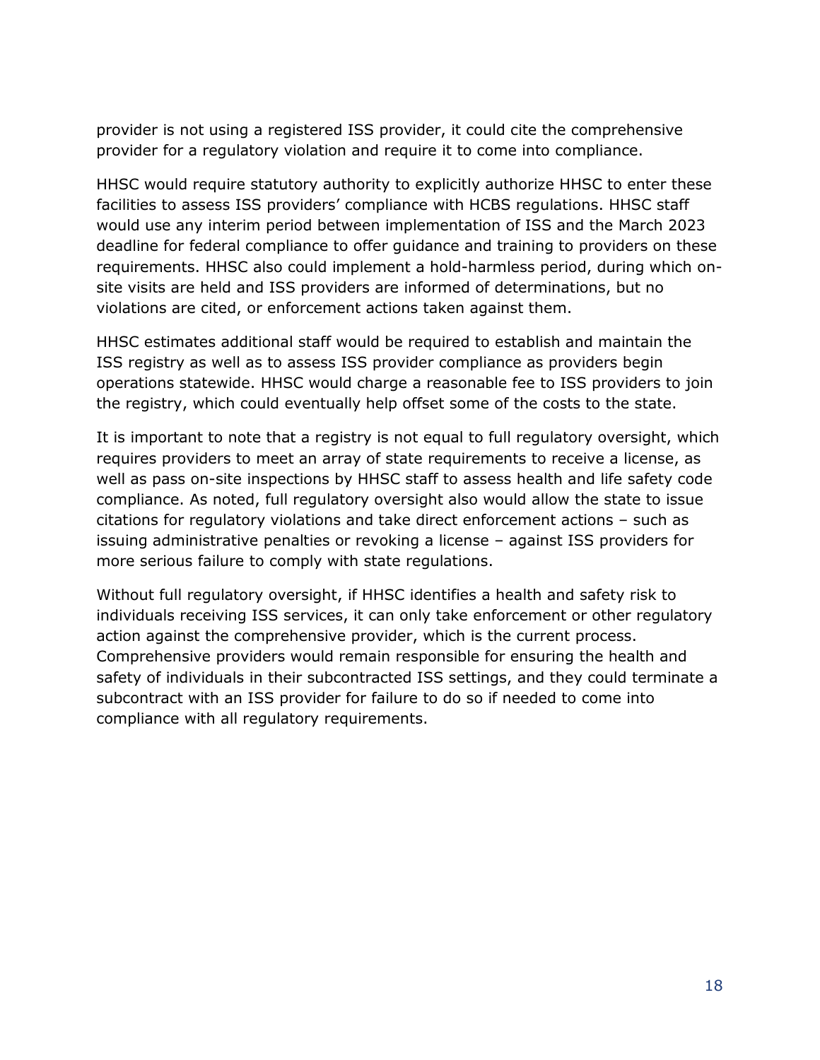provider is not using a registered ISS provider, it could cite the comprehensive provider for a regulatory violation and require it to come into compliance.

HHSC would require statutory authority to explicitly authorize HHSC to enter these facilities to assess ISS providers' compliance with HCBS regulations. HHSC staff would use any interim period between implementation of ISS and the March 2023 deadline for federal compliance to offer guidance and training to providers on these requirements. HHSC also could implement a hold-harmless period, during which on-site visits are held and ISS providers are informed of determinations, but no violations are cited, or enforcement actions taken against them.

HHSC estimates additional staff would be required to establish and maintain the ISS registry as well as to assess ISS provider compliance as providers begin operations statewide. HHSC would charge a reasonable fee to ISS providers to join the registry, which could eventually help offset some of the costs to the state.

It is important to note that a registry is not equal to full regulatory oversight, which requires providers to meet an array of state requirements to receive a license, as well as pass on-site inspections by HHSC staff to assess health and life safety code compliance. As noted, full regulatory oversight also would allow the state to issue citations for regulatory violations and take direct enforcement actions – such as issuing administrative penalties or revoking a license – against ISS providers for more serious failure to comply with state regulations.

Without full regulatory oversight, if HHSC identifies a health and safety risk to individuals receiving ISS services, it can only take enforcement or other regulatory action against the comprehensive provider, which is the current process. Comprehensive providers would remain responsible for ensuring the health and safety of individuals in their subcontracted ISS settings, and they could terminate a subcontract with an ISS provider for failure to do so if needed to come into compliance with all regulatory requirements.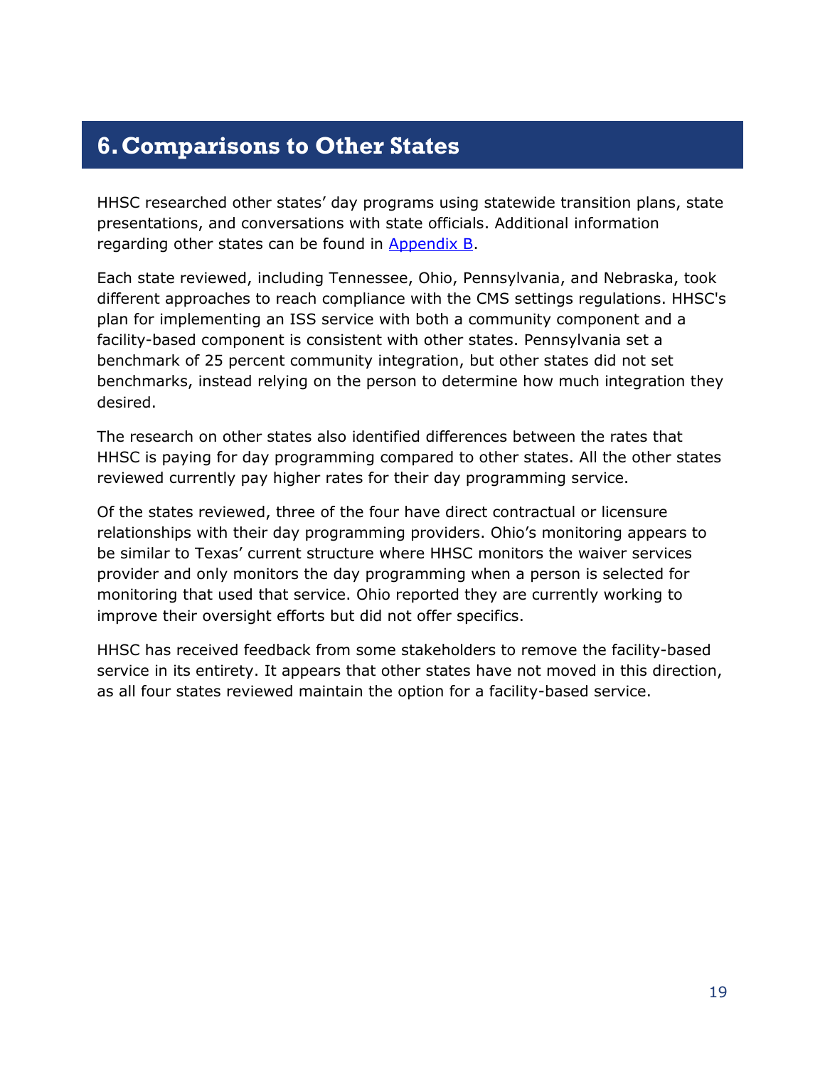# 6. Comparisons to Other States

HHSC researched other states' day programs using statewide transition plans, state presentations, and conversations with state officials. Additional information regarding other states can be found in Appendix B.

Each state reviewed, including Tennessee, Ohio, Pennsylvania, and Nebraska, took different approaches to reach compliance with the CMS settings regulations. HHSC's plan for implementing an ISS service with both a community component and a facility-based component is consistent with other states. Pennsylvania set a benchmark of 25 percent community integration, but other states did not set benchmarks, instead relying on the person to determine how much integration they desired.

The research on other states also identified differences between the rates that HHSC is paying for day programming compared to other states. All the other states reviewed currently pay higher rates for their day programming service.

Of the states reviewed, three of the four have direct contractual or licensure relationships with their day programming providers. Ohio's monitoring appears to be similar to Texas' current structure where HHSC monitors the waiver services provider and only monitors the day programming when a person is selected for monitoring that used that service. Ohio reported they are currently working to improve their oversight efforts but did not offer specifics.

HHSC has received feedback from some stakeholders to remove the facility-based service in its entirety. It appears that other states have not moved in this direction, as all four states reviewed maintain the option for a facility-based service.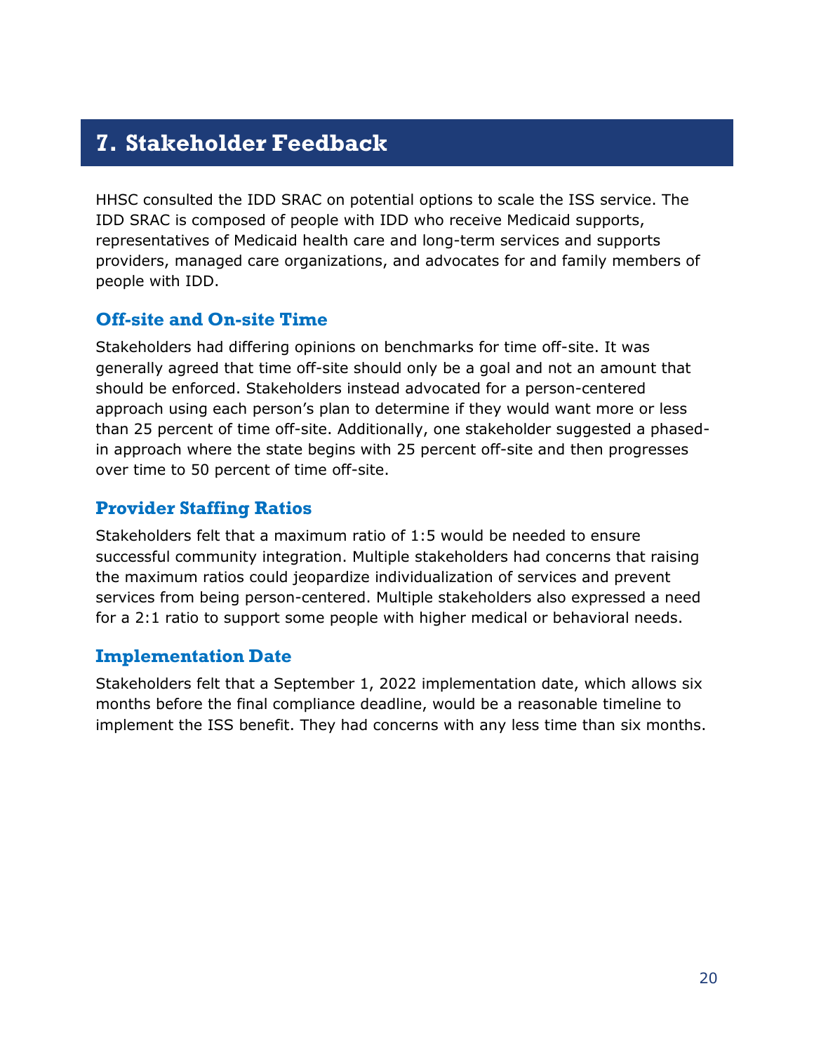## 7. Stakeholder Feedback

HHSC consulted the IDD SRAC on potential options to scale the ISS service. The IDD SRAC is composed of people with IDD who receive Medicaid supports, representatives of Medicaid health care and long-term services and supports providers, managed care organizations, and advocates for and family members of people with IDD.

### Off-site and On-site Time

Stakeholders had differing opinions on benchmarks for time off-site. It was generally agreed that time off-site should only be a goal and not an amount that should be enforced. Stakeholders instead advocated for a person-centered approach using each person's plan to determine if they would want more or less than 25 percent of time off-site. Additionally, one stakeholder suggested a phased-in approach where the state begins with 25 percent off-site and then progresses over time to 50 percent of time off-site.

### Provider Staffing Ratios

Stakeholders felt that a maximum ratio of 1:5 would be needed to ensure successful community integration. Multiple stakeholders had concerns that raising the maximum ratios could jeopardize individualization of services and prevent services from being person-centered. Multiple stakeholders also expressed a need for a 2:1 ratio to support some people with higher medical or behavioral needs.

### Implementation Date

Stakeholders felt that a September 1, 2022 implementation date, which allows six months before the final compliance deadline, would be a reasonable timeline to implement the ISS benefit. They had concerns with any less time than six months.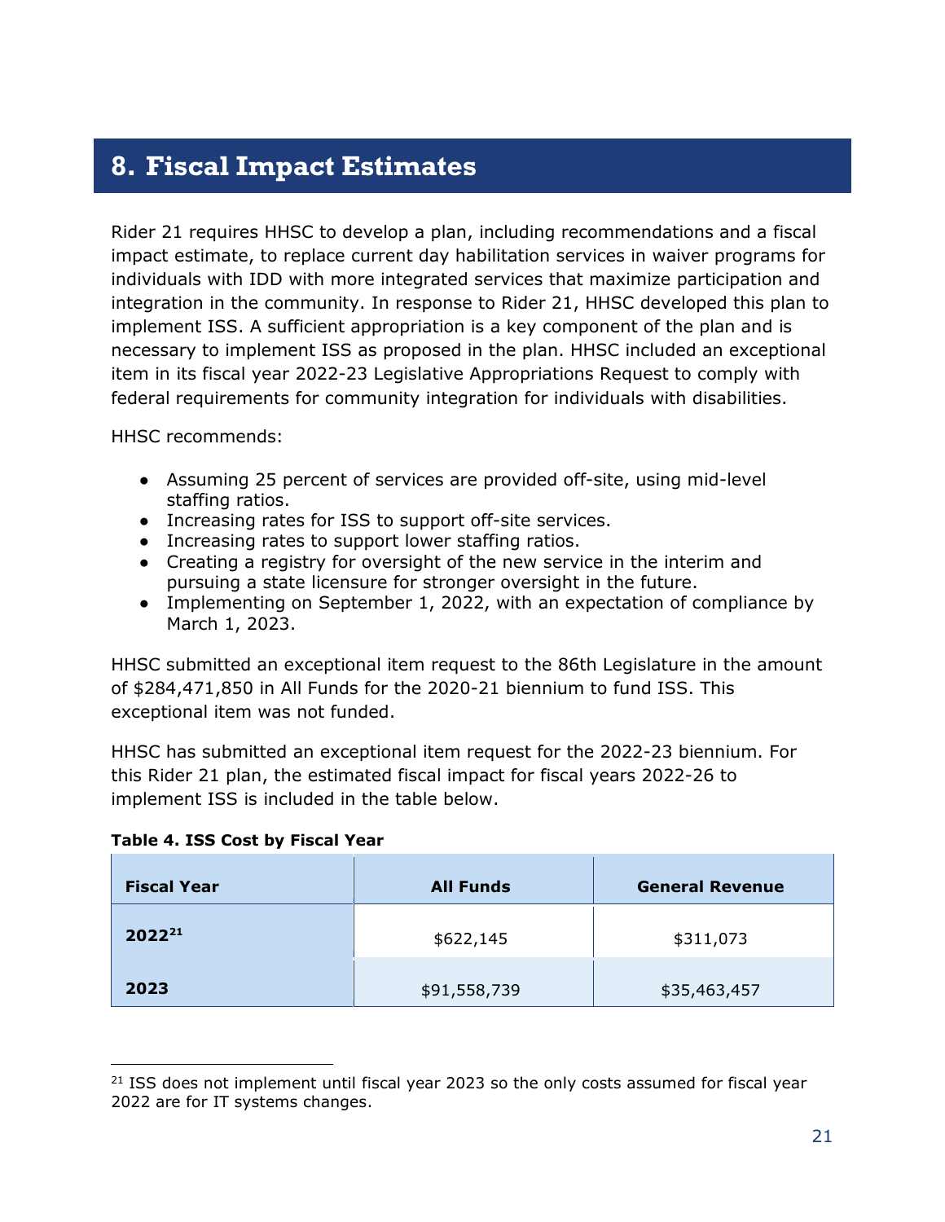# 8. Fiscal Impact Estimates

Rider 21 requires HHSC to develop a plan, including recommendations and a fiscal impact estimate, to replace current day habilitation services in waiver programs for individuals with IDD with more integrated services that maximize participation and integration in the community. In response to Rider 21, HHSC developed this plan to implement ISS. A sufficient appropriation is a key component of the plan and is necessary to implement ISS as proposed in the plan. HHSC included an exceptional item in its fiscal year 2022-23 Legislative Appropriations Request to comply with federal requirements for community integration for individuals with disabilities.

HHSC recommends:

- Assuming 25 percent of services are provided off-site, using mid-level staffing ratios.
- Increasing rates for ISS to support off-site services.
- Increasing rates to support lower staffing ratios.
- Creating a registry for oversight of the new service in the interim and pursuing a state licensure for stronger oversight in the future.
- Implementing on September 1, 2022, with an expectation of compliance by March 1, 2023.

HHSC submitted an exceptional item request to the 86th Legislature in the amount of $284,471,850 in All Funds for the 2020-21 biennium to fund ISS. This exceptional item was not funded.

HHSC has submitted an exceptional item request for the 2022-23 biennium. For this Rider 21 plan, the estimated fiscal impact for fiscal years 2022-26 to implement ISS is included in the table below.

**Table 4. ISS Cost by Fiscal Year**

| Fiscal Year | All Funds | General Revenue |
|---|---|---|
| **2022[21]** | $622,145 | $311,073 |
| **2023** | $91,558,739 | $35,463,457 |

[21] ISS does not implement until fiscal year 2023 so the only costs assumed for fiscal year 2022 are for IT systems changes.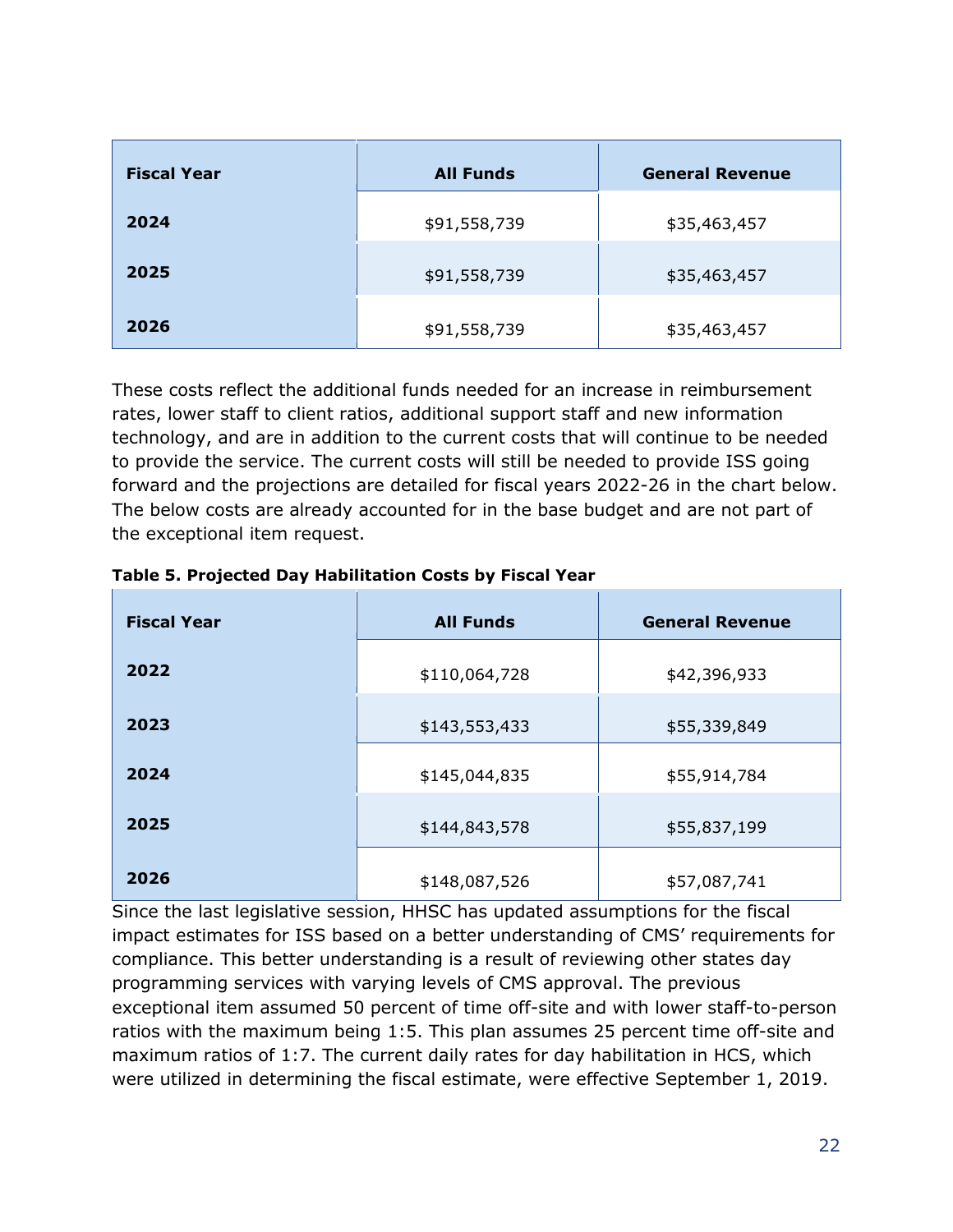| Fiscal Year | All Funds | General Revenue |
|---|---|---|
| **2024** | $91,558,739 | $35,463,457 |
| **2025** | $91,558,739 | $35,463,457 |
| **2026** | $91,558,739 | $35,463,457 |

These costs reflect the additional funds needed for an increase in reimbursement rates, lower staff to client ratios, additional support staff and new information technology, and are in addition to the current costs that will continue to be needed to provide the service. The current costs will still be needed to provide ISS going forward and the projections are detailed for fiscal years 2022-26 in the chart below. The below costs are already accounted for in the base budget and are not part of the exceptional item request.

**Table 5. Projected Day Habilitation Costs by Fiscal Year**

| Fiscal Year | All Funds | General Revenue |
|---|---|---|
| **2022** | $110,064,728 | $42,396,933 |
| **2023** | $143,553,433 | $55,339,849 |
| **2024** | $145,044,835 | $55,914,784 |
| **2025** | $144,843,578 | $55,837,199 |
| **2026** | $148,087,526 | $57,087,741 |

Since the last legislative session, HHSC has updated assumptions for the fiscal impact estimates for ISS based on a better understanding of CMS' requirements for compliance. This better understanding is a result of reviewing other states day programming services with varying levels of CMS approval. The previous exceptional item assumed 50 percent of time off-site and with lower staff-to-person ratios with the maximum being 1:5. This plan assumes 25 percent time off-site and maximum ratios of 1:7. The current daily rates for day habilitation in HCS, which were utilized in determining the fiscal estimate, were effective September 1, 2019.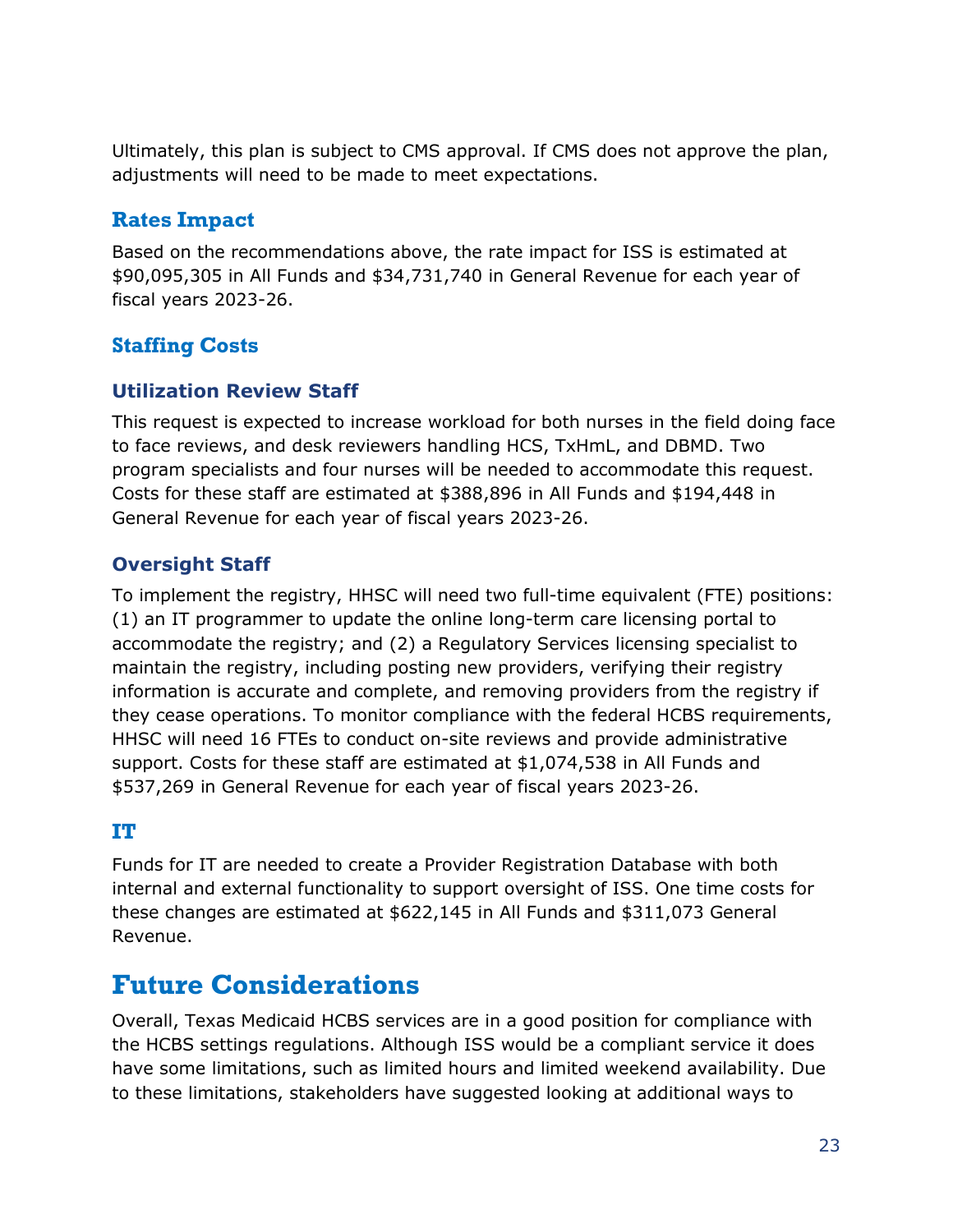Ultimately, this plan is subject to CMS approval. If CMS does not approve the plan, adjustments will need to be made to meet expectations.

## Rates Impact

Based on the recommendations above, the rate impact for ISS is estimated at $90,095,305 in All Funds and $34,731,740 in General Revenue for each year of fiscal years 2023-26.

## Staffing Costs

### Utilization Review Staff

This request is expected to increase workload for both nurses in the field doing face to face reviews, and desk reviewers handling HCS, TxHmL, and DBMD. Two program specialists and four nurses will be needed to accommodate this request. Costs for these staff are estimated at $388,896 in All Funds and $194,448 in General Revenue for each year of fiscal years 2023-26.

### Oversight Staff

To implement the registry, HHSC will need two full-time equivalent (FTE) positions: (1) an IT programmer to update the online long-term care licensing portal to accommodate the registry; and (2) a Regulatory Services licensing specialist to maintain the registry, including posting new providers, verifying their registry information is accurate and complete, and removing providers from the registry if they cease operations. To monitor compliance with the federal HCBS requirements, HHSC will need 16 FTEs to conduct on-site reviews and provide administrative support. Costs for these staff are estimated at $1,074,538 in All Funds and $537,269 in General Revenue for each year of fiscal years 2023-26.

## IT

Funds for IT are needed to create a Provider Registration Database with both internal and external functionality to support oversight of ISS. One time costs for these changes are estimated at $622,145 in All Funds and $311,073 General Revenue.

# Future Considerations

Overall, Texas Medicaid HCBS services are in a good position for compliance with the HCBS settings regulations. Although ISS would be a compliant service it does have some limitations, such as limited hours and limited weekend availability. Due to these limitations, stakeholders have suggested looking at additional ways to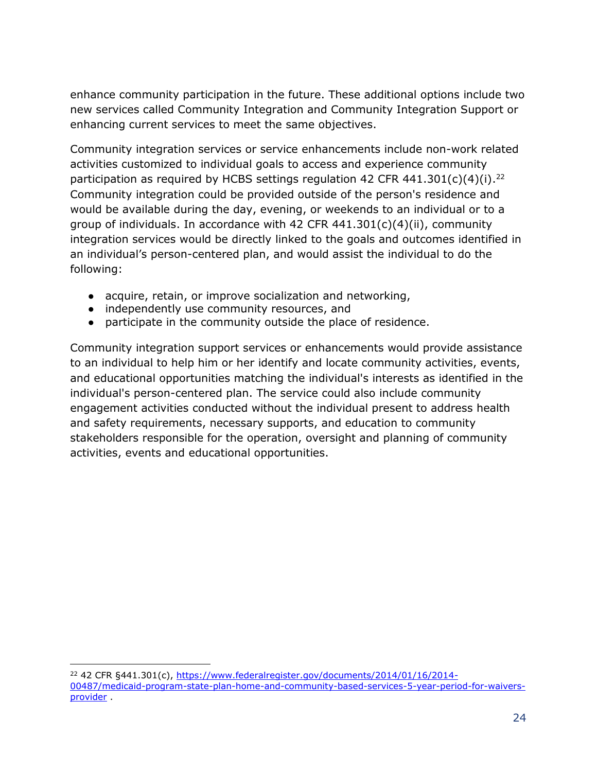enhance community participation in the future. These additional options include two new services called Community Integration and Community Integration Support or enhancing current services to meet the same objectives.

Community integration services or service enhancements include non-work related activities customized to individual goals to access and experience community participation as required by HCBS settings regulation 42 CFR 441.301(c)(4)(i).[22] Community integration could be provided outside of the person's residence and would be available during the day, evening, or weekends to an individual or to a group of individuals. In accordance with 42 CFR 441.301(c)(4)(ii), community integration services would be directly linked to the goals and outcomes identified in an individual's person-centered plan, and would assist the individual to do the following:

- acquire, retain, or improve socialization and networking,
- independently use community resources, and
- participate in the community outside the place of residence.

Community integration support services or enhancements would provide assistance to an individual to help him or her identify and locate community activities, events, and educational opportunities matching the individual's interests as identified in the individual's person-centered plan. The service could also include community engagement activities conducted without the individual present to address health and safety requirements, necessary supports, and education to community stakeholders responsible for the operation, oversight and planning of community activities, events and educational opportunities.

---

[22] 42 CFR §441.301(c), https://www.federalregister.gov/documents/2014/01/16/2014-00487/medicaid-program-state-plan-home-and-community-based-services-5-year-period-for-waivers-provider .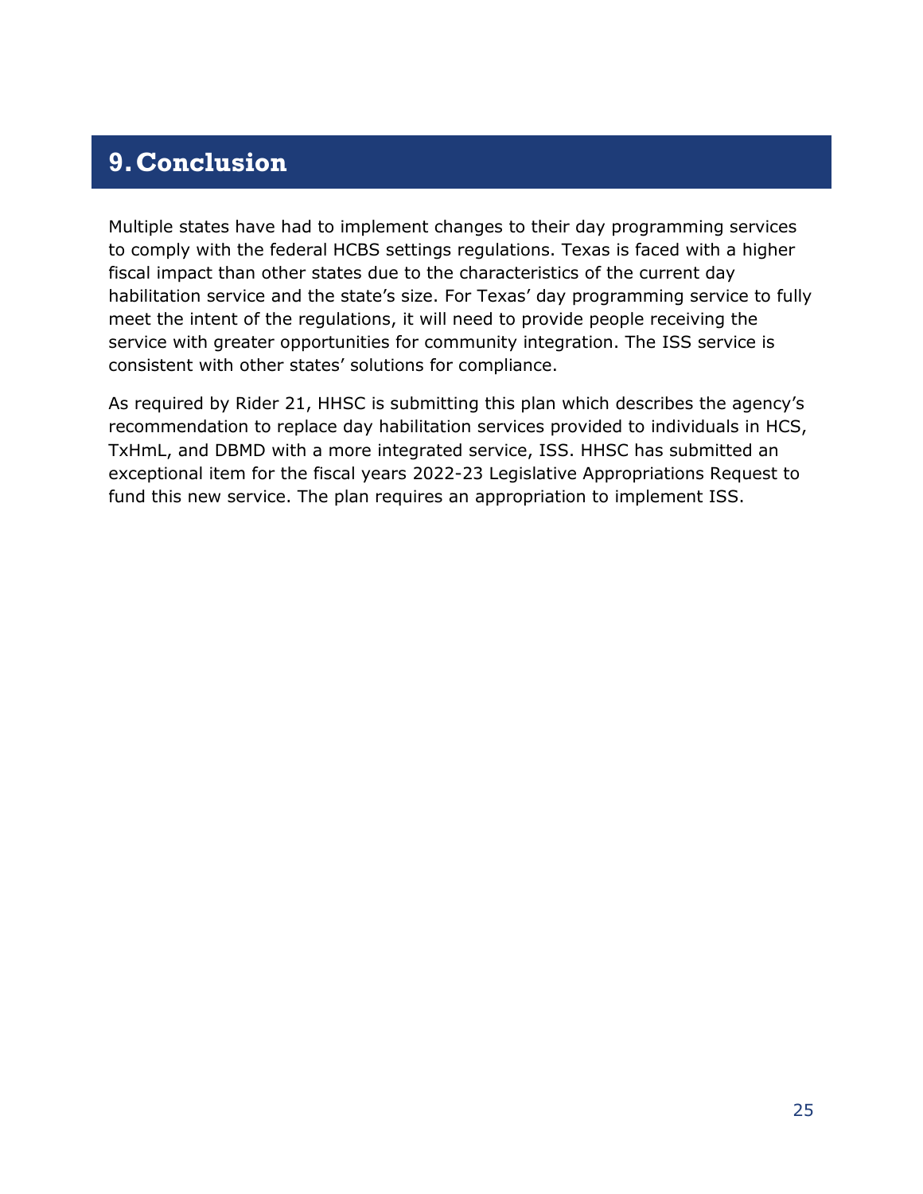# 9. Conclusion

Multiple states have had to implement changes to their day programming services to comply with the federal HCBS settings regulations. Texas is faced with a higher fiscal impact than other states due to the characteristics of the current day habilitation service and the state's size. For Texas' day programming service to fully meet the intent of the regulations, it will need to provide people receiving the service with greater opportunities for community integration. The ISS service is consistent with other states' solutions for compliance.

As required by Rider 21, HHSC is submitting this plan which describes the agency's recommendation to replace day habilitation services provided to individuals in HCS, TxHmL, and DBMD with a more integrated service, ISS. HHSC has submitted an exceptional item for the fiscal years 2022-23 Legislative Appropriations Request to fund this new service. The plan requires an appropriation to implement ISS.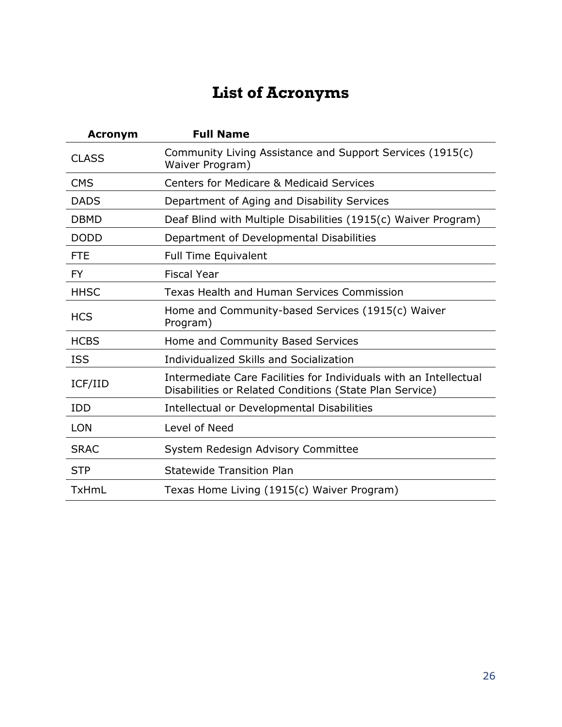# List of Acronyms

| Acronym | Full Name |
|---|---|
| CLASS | Community Living Assistance and Support Services (1915(c) Waiver Program) |
| CMS | Centers for Medicare & Medicaid Services |
| DADS | Department of Aging and Disability Services |
| DBMD | Deaf Blind with Multiple Disabilities (1915(c) Waiver Program) |
| DODD | Department of Developmental Disabilities |
| FTE | Full Time Equivalent |
| FY | Fiscal Year |
| HHSC | Texas Health and Human Services Commission |
| HCS | Home and Community-based Services (1915(c) Waiver Program) |
| HCBS | Home and Community Based Services |
| ISS | Individualized Skills and Socialization |
| ICF/IID | Intermediate Care Facilities for Individuals with an Intellectual Disabilities or Related Conditions (State Plan Service) |
| IDD | Intellectual or Developmental Disabilities |
| LON | Level of Need |
| SRAC | System Redesign Advisory Committee |
| STP | Statewide Transition Plan |
| TxHmL | Texas Home Living (1915(c) Waiver Program) |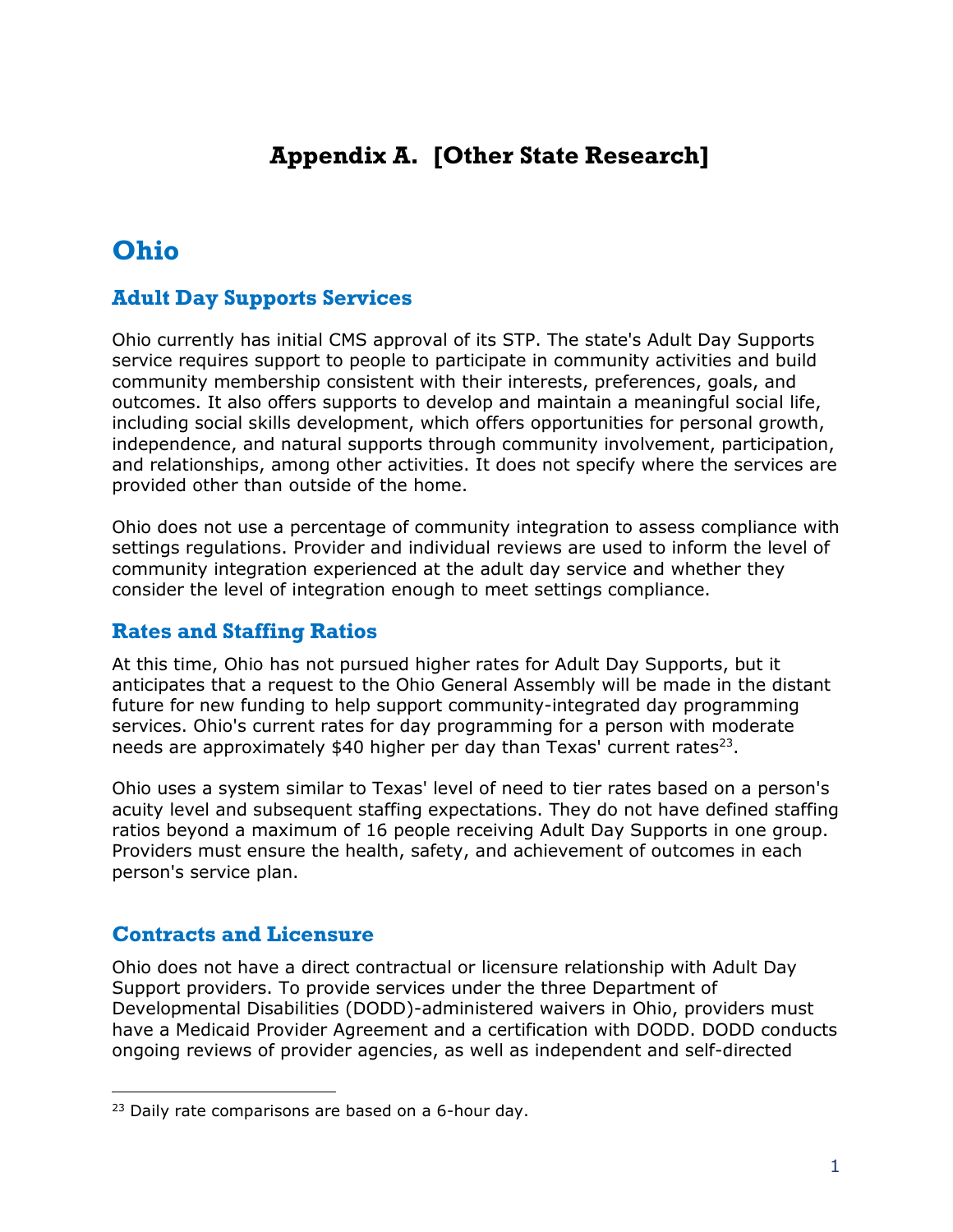# Appendix A. [Other State Research]

## Ohio

### Adult Day Supports Services

Ohio currently has initial CMS approval of its STP. The state's Adult Day Supports service requires support to people to participate in community activities and build community membership consistent with their interests, preferences, goals, and outcomes. It also offers supports to develop and maintain a meaningful social life, including social skills development, which offers opportunities for personal growth, independence, and natural supports through community involvement, participation, and relationships, among other activities. It does not specify where the services are provided other than outside of the home.

Ohio does not use a percentage of community integration to assess compliance with settings regulations. Provider and individual reviews are used to inform the level of community integration experienced at the adult day service and whether they consider the level of integration enough to meet settings compliance.

### Rates and Staffing Ratios

At this time, Ohio has not pursued higher rates for Adult Day Supports, but it anticipates that a request to the Ohio General Assembly will be made in the distant future for new funding to help support community-integrated day programming services. Ohio's current rates for day programming for a person with moderate needs are approximately $40 higher per day than Texas' current rates[23].

Ohio uses a system similar to Texas' level of need to tier rates based on a person's acuity level and subsequent staffing expectations. They do not have defined staffing ratios beyond a maximum of 16 people receiving Adult Day Supports in one group. Providers must ensure the health, safety, and achievement of outcomes in each person's service plan.

### Contracts and Licensure

Ohio does not have a direct contractual or licensure relationship with Adult Day Support providers. To provide services under the three Department of Developmental Disabilities (DODD)-administered waivers in Ohio, providers must have a Medicaid Provider Agreement and a certification with DODD. DODD conducts ongoing reviews of provider agencies, as well as independent and self-directed

[23] Daily rate comparisons are based on a 6-hour day.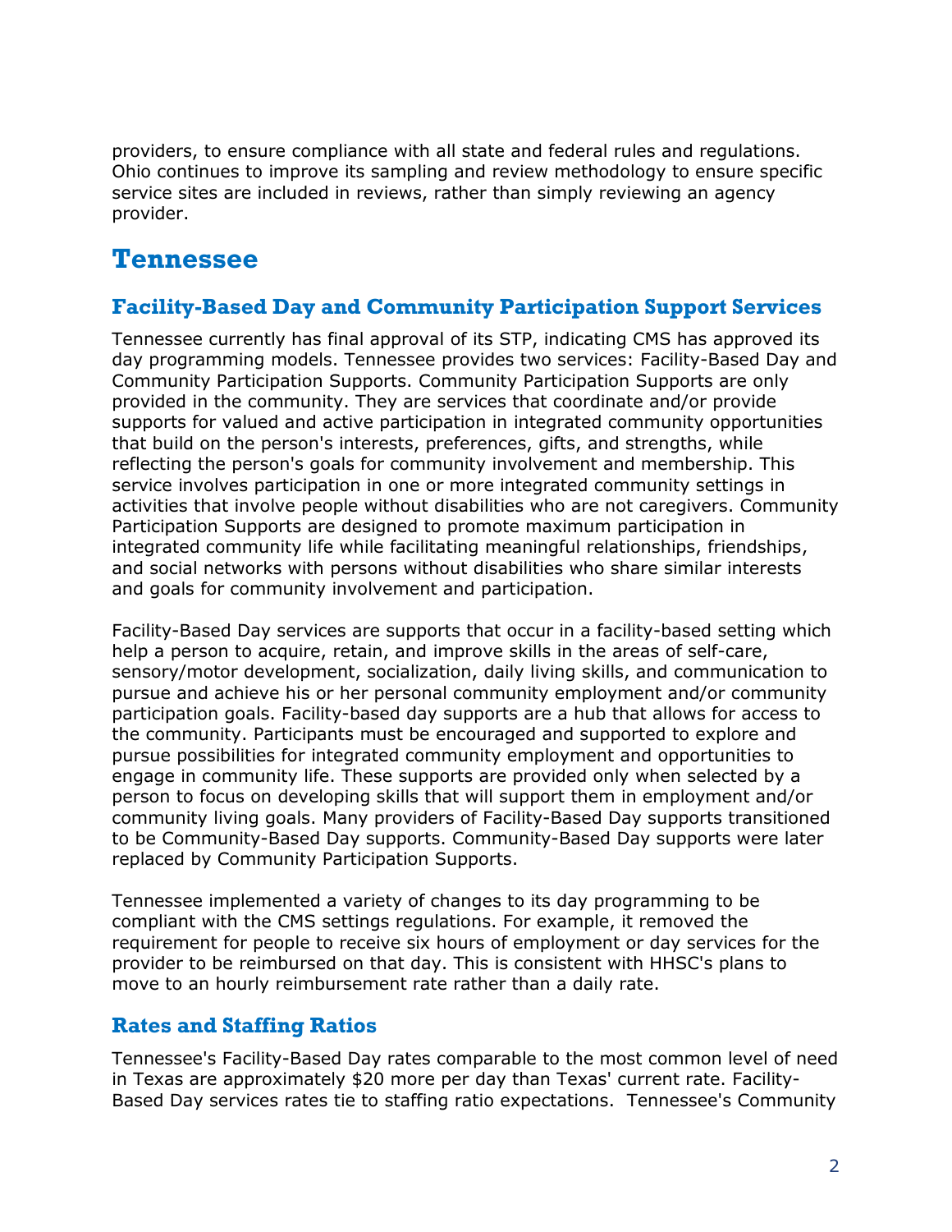providers, to ensure compliance with all state and federal rules and regulations. Ohio continues to improve its sampling and review methodology to ensure specific service sites are included in reviews, rather than simply reviewing an agency provider.

# Tennessee

## Facility-Based Day and Community Participation Support Services

Tennessee currently has final approval of its STP, indicating CMS has approved its day programming models. Tennessee provides two services: Facility-Based Day and Community Participation Supports. Community Participation Supports are only provided in the community. They are services that coordinate and/or provide supports for valued and active participation in integrated community opportunities that build on the person's interests, preferences, gifts, and strengths, while reflecting the person's goals for community involvement and membership. This service involves participation in one or more integrated community settings in activities that involve people without disabilities who are not caregivers. Community Participation Supports are designed to promote maximum participation in integrated community life while facilitating meaningful relationships, friendships, and social networks with persons without disabilities who share similar interests and goals for community involvement and participation.

Facility-Based Day services are supports that occur in a facility-based setting which help a person to acquire, retain, and improve skills in the areas of self-care, sensory/motor development, socialization, daily living skills, and communication to pursue and achieve his or her personal community employment and/or community participation goals. Facility-based day supports are a hub that allows for access to the community. Participants must be encouraged and supported to explore and pursue possibilities for integrated community employment and opportunities to engage in community life. These supports are provided only when selected by a person to focus on developing skills that will support them in employment and/or community living goals. Many providers of Facility-Based Day supports transitioned to be Community-Based Day supports. Community-Based Day supports were later replaced by Community Participation Supports.

Tennessee implemented a variety of changes to its day programming to be compliant with the CMS settings regulations. For example, it removed the requirement for people to receive six hours of employment or day services for the provider to be reimbursed on that day. This is consistent with HHSC's plans to move to an hourly reimbursement rate rather than a daily rate.

## Rates and Staffing Ratios

Tennessee's Facility-Based Day rates comparable to the most common level of need in Texas are approximately $20 more per day than Texas' current rate. Facility-Based Day services rates tie to staffing ratio expectations. Tennessee's Community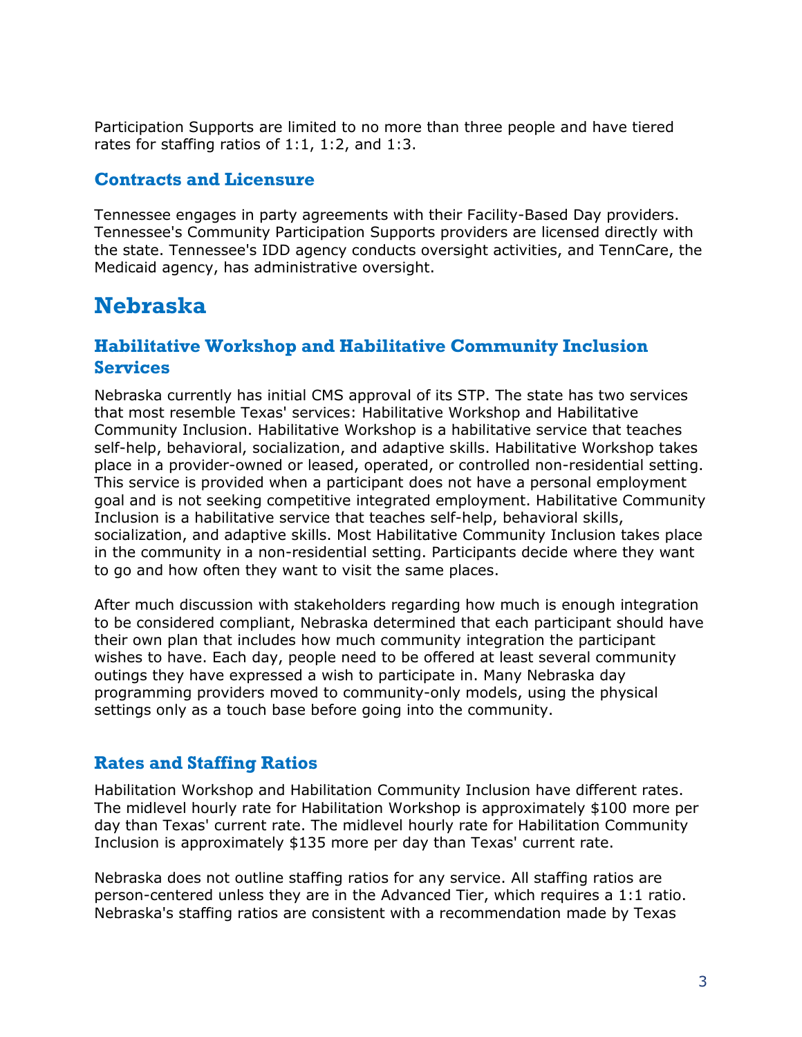Participation Supports are limited to no more than three people and have tiered rates for staffing ratios of 1:1, 1:2, and 1:3.

### Contracts and Licensure

Tennessee engages in party agreements with their Facility-Based Day providers. Tennessee's Community Participation Supports providers are licensed directly with the state. Tennessee's IDD agency conducts oversight activities, and TennCare, the Medicaid agency, has administrative oversight.

## Nebraska

### Habilitative Workshop and Habilitative Community Inclusion Services

Nebraska currently has initial CMS approval of its STP. The state has two services that most resemble Texas' services: Habilitative Workshop and Habilitative Community Inclusion. Habilitative Workshop is a habilitative service that teaches self-help, behavioral, socialization, and adaptive skills. Habilitative Workshop takes place in a provider-owned or leased, operated, or controlled non-residential setting. This service is provided when a participant does not have a personal employment goal and is not seeking competitive integrated employment. Habilitative Community Inclusion is a habilitative service that teaches self-help, behavioral skills, socialization, and adaptive skills. Most Habilitative Community Inclusion takes place in the community in a non-residential setting. Participants decide where they want to go and how often they want to visit the same places.

After much discussion with stakeholders regarding how much is enough integration to be considered compliant, Nebraska determined that each participant should have their own plan that includes how much community integration the participant wishes to have. Each day, people need to be offered at least several community outings they have expressed a wish to participate in. Many Nebraska day programming providers moved to community-only models, using the physical settings only as a touch base before going into the community.

### Rates and Staffing Ratios

Habilitation Workshop and Habilitation Community Inclusion have different rates. The midlevel hourly rate for Habilitation Workshop is approximately $100 more per day than Texas' current rate. The midlevel hourly rate for Habilitation Community Inclusion is approximately $135 more per day than Texas' current rate.

Nebraska does not outline staffing ratios for any service. All staffing ratios are person-centered unless they are in the Advanced Tier, which requires a 1:1 ratio. Nebraska's staffing ratios are consistent with a recommendation made by Texas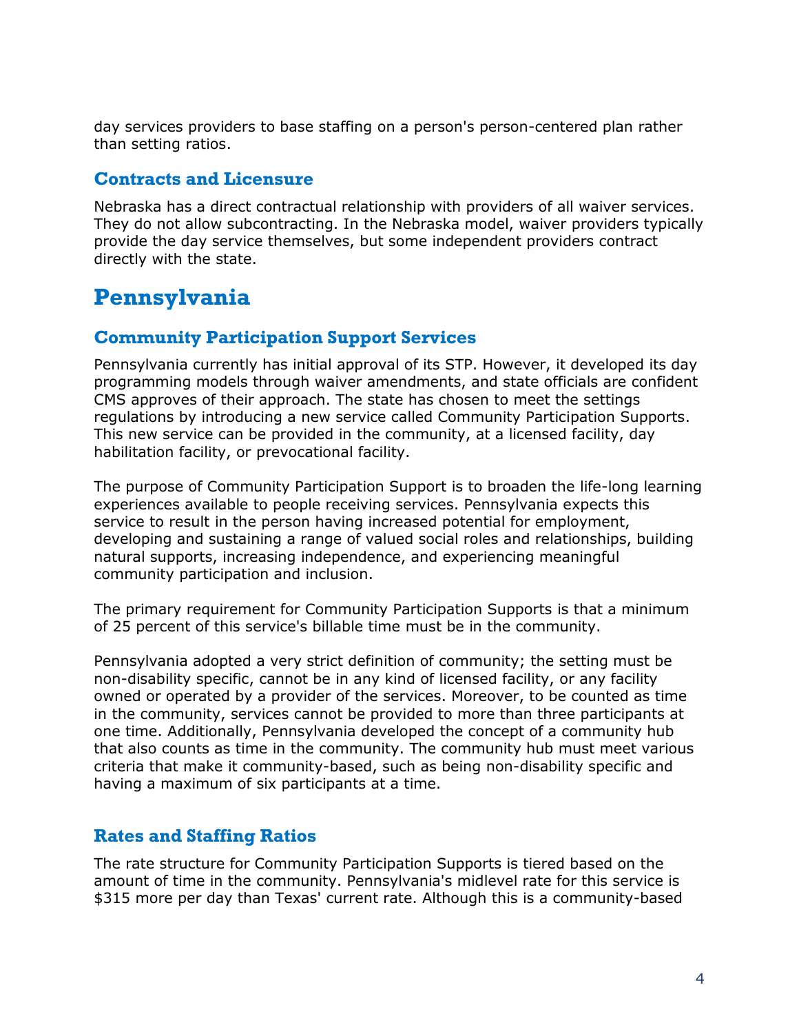day services providers to base staffing on a person's person-centered plan rather than setting ratios.

### Contracts and Licensure

Nebraska has a direct contractual relationship with providers of all waiver services. They do not allow subcontracting. In the Nebraska model, waiver providers typically provide the day service themselves, but some independent providers contract directly with the state.

## Pennsylvania

### Community Participation Support Services

Pennsylvania currently has initial approval of its STP. However, it developed its day programming models through waiver amendments, and state officials are confident CMS approves of their approach. The state has chosen to meet the settings regulations by introducing a new service called Community Participation Supports. This new service can be provided in the community, at a licensed facility, day habilitation facility, or prevocational facility.

The purpose of Community Participation Support is to broaden the life-long learning experiences available to people receiving services. Pennsylvania expects this service to result in the person having increased potential for employment, developing and sustaining a range of valued social roles and relationships, building natural supports, increasing independence, and experiencing meaningful community participation and inclusion.

The primary requirement for Community Participation Supports is that a minimum of 25 percent of this service's billable time must be in the community.

Pennsylvania adopted a very strict definition of community; the setting must be non-disability specific, cannot be in any kind of licensed facility, or any facility owned or operated by a provider of the services. Moreover, to be counted as time in the community, services cannot be provided to more than three participants at one time. Additionally, Pennsylvania developed the concept of a community hub that also counts as time in the community. The community hub must meet various criteria that make it community-based, such as being non-disability specific and having a maximum of six participants at a time.

### Rates and Staffing Ratios

The rate structure for Community Participation Supports is tiered based on the amount of time in the community. Pennsylvania's midlevel rate for this service is $315 more per day than Texas' current rate. Although this is a community-based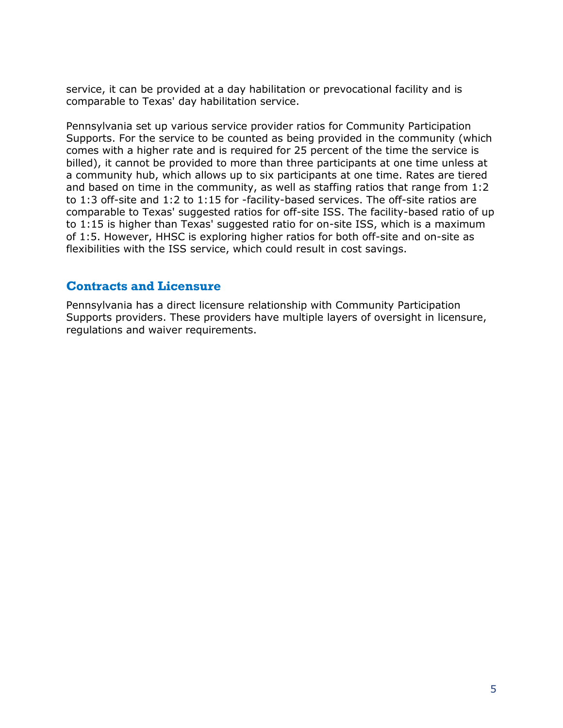service, it can be provided at a day habilitation or prevocational facility and is comparable to Texas' day habilitation service.

Pennsylvania set up various service provider ratios for Community Participation Supports. For the service to be counted as being provided in the community (which comes with a higher rate and is required for 25 percent of the time the service is billed), it cannot be provided to more than three participants at one time unless at a community hub, which allows up to six participants at one time. Rates are tiered and based on time in the community, as well as staffing ratios that range from 1:2 to 1:3 off-site and 1:2 to 1:15 for -facility-based services. The off-site ratios are comparable to Texas' suggested ratios for off-site ISS. The facility-based ratio of up to 1:15 is higher than Texas' suggested ratio for on-site ISS, which is a maximum of 1:5. However, HHSC is exploring higher ratios for both off-site and on-site as flexibilities with the ISS service, which could result in cost savings.

## Contracts and Licensure

Pennsylvania has a direct licensure relationship with Community Participation Supports providers. These providers have multiple layers of oversight in licensure, regulations and waiver requirements.